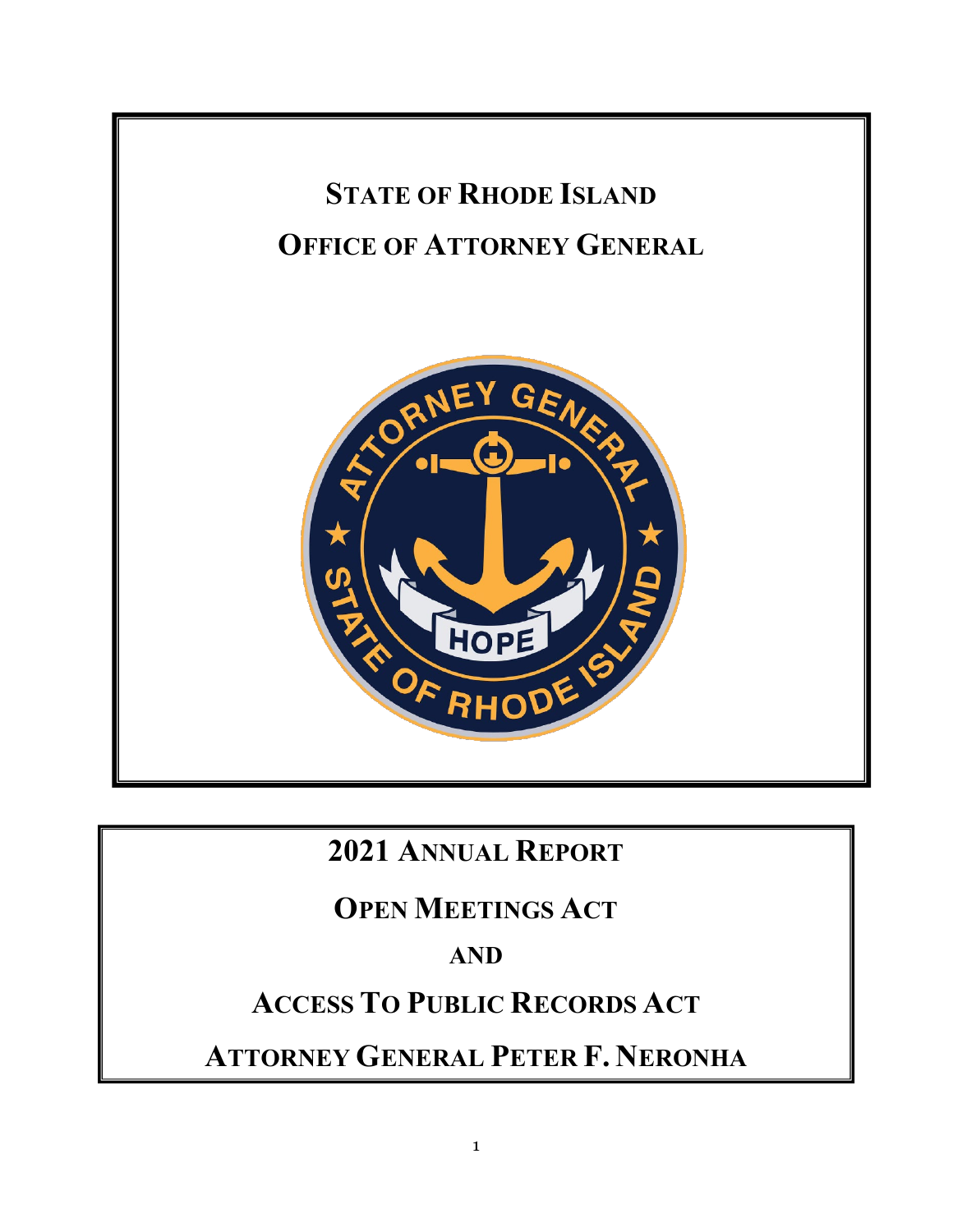# STATE OF RHODE ISLAND

# OFFICE OF ATTORNEY GENERAL

## 2021 ANNUAL REPORT

## OPEN MEETINGS ACT

## AND

## ACCESS TO PUBLIC RECORDS ACT

## ATTORNEY GENERAL PETER F. NERONHA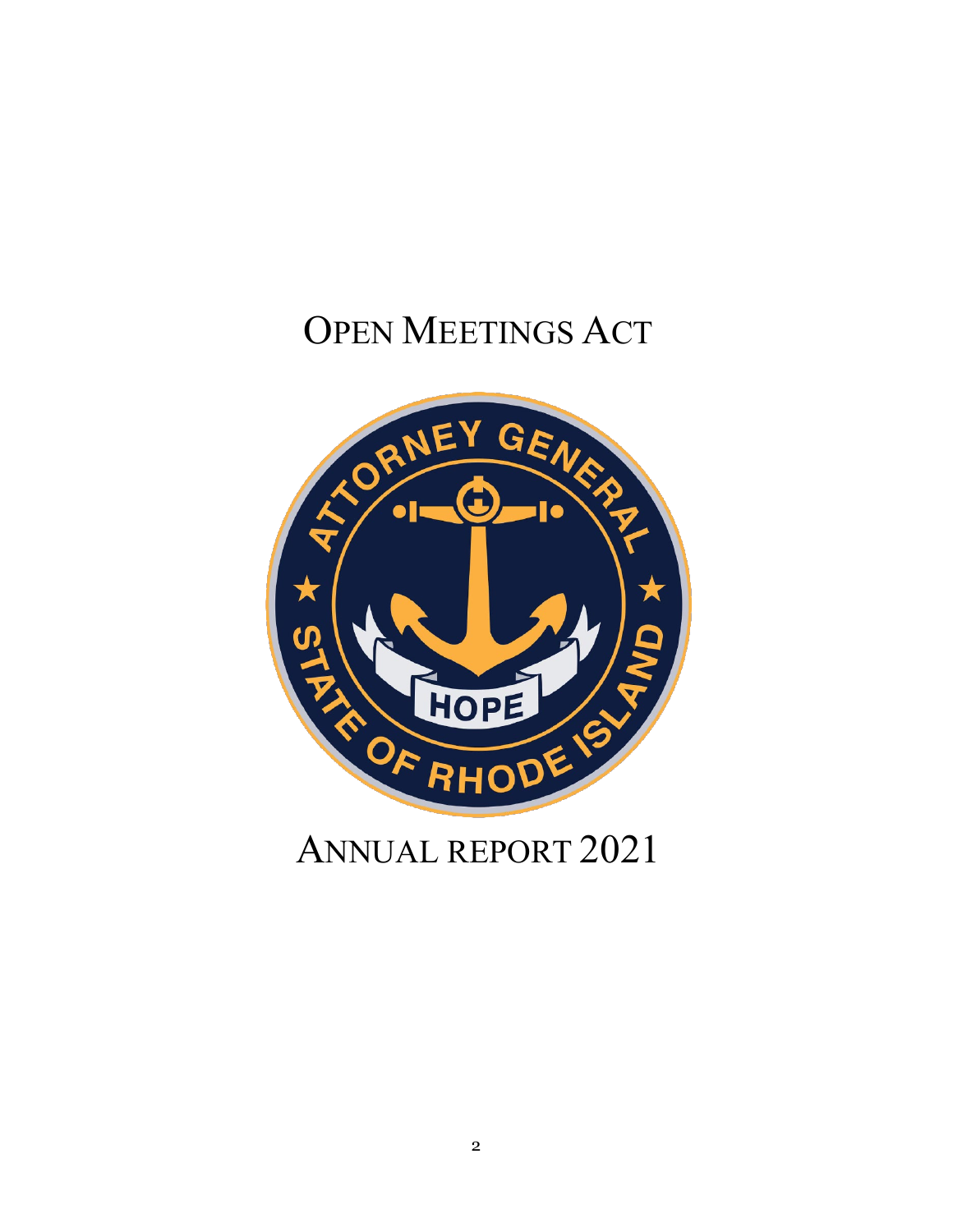# OPEN MEETINGS ACT

# ANNUAL REPORT 2021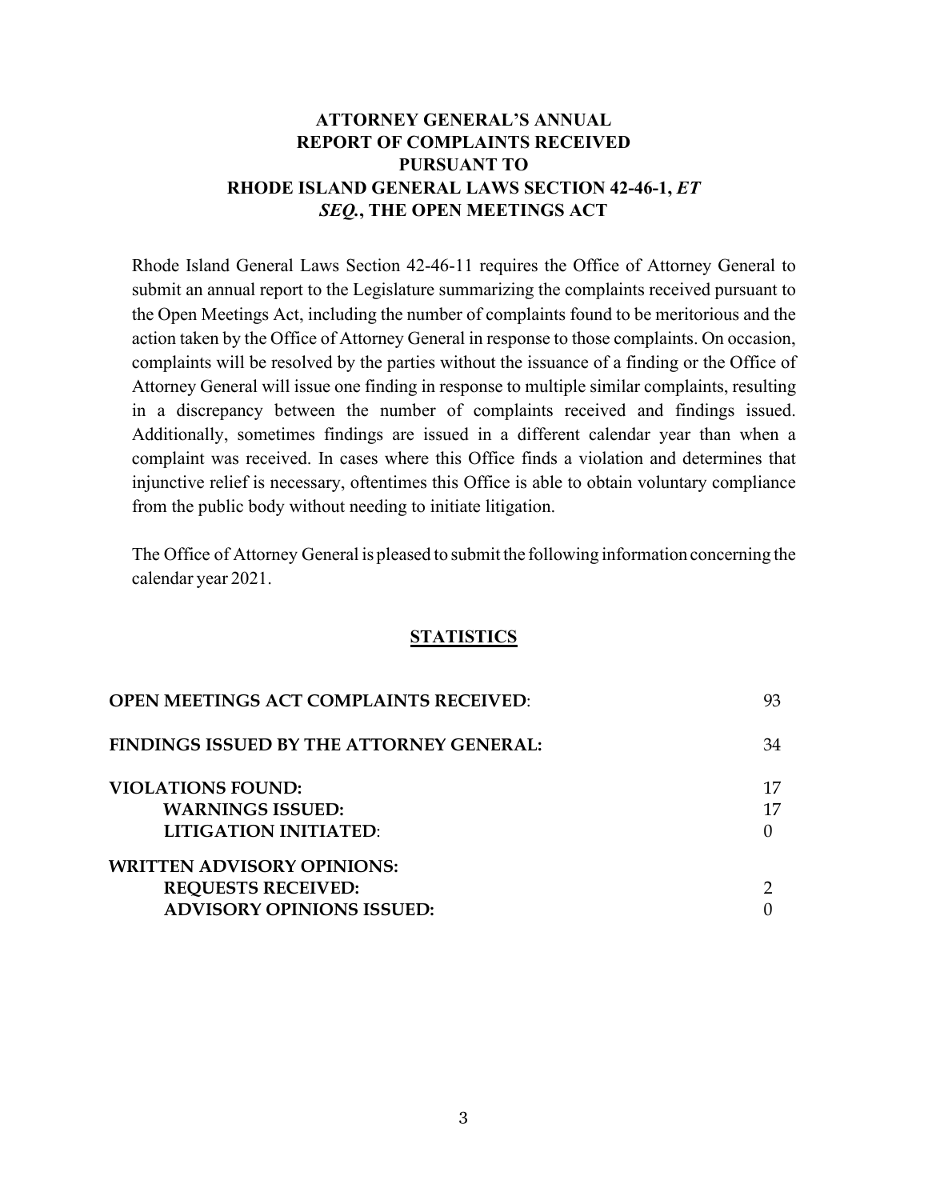# ATTORNEY GENERAL'S ANNUAL REPORT OF COMPLAINTS RECEIVED PURSUANT TO RHODE ISLAND GENERAL LAWS SECTION 42-46-1, *ET SEQ.*, THE OPEN MEETINGS ACT

Rhode Island General Laws Section 42-46-11 requires the Office of Attorney General to submit an annual report to the Legislature summarizing the complaints received pursuant to the Open Meetings Act, including the number of complaints found to be meritorious and the action taken by the Office of Attorney General in response to those complaints. On occasion, complaints will be resolved by the parties without the issuance of a finding or the Office of Attorney General will issue one finding in response to multiple similar complaints, resulting in a discrepancy between the number of complaints received and findings issued. Additionally, sometimes findings are issued in a different calendar year than when a complaint was received. In cases where this Office finds a violation and determines that injunctive relief is necessary, oftentimes this Office is able to obtain voluntary compliance from the public body without needing to initiate litigation.

The Office of Attorney General is pleased to submit the following information concerning the calendar year 2021.

## STATISTICS

| | |
|---|---|
| **OPEN MEETINGS ACT COMPLAINTS RECEIVED**: | 93 |
| **FINDINGS ISSUED BY THE ATTORNEY GENERAL:** | 34 |
| **VIOLATIONS FOUND:** | 17 |
| **WARNINGS ISSUED:** | 17 |
| **LITIGATION INITIATED**: | 0 |
| **WRITTEN ADVISORY OPINIONS:** | |
| **REQUESTS RECEIVED:** | 2 |
| **ADVISORY OPINIONS ISSUED:** | 0 |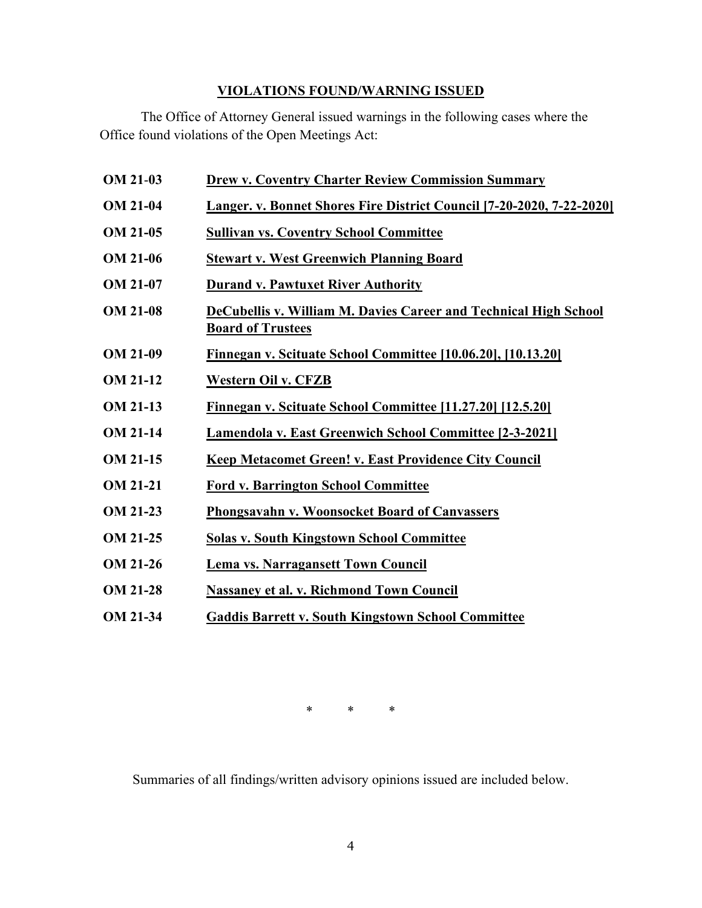## VIOLATIONS FOUND/WARNING ISSUED

The Office of Attorney General issued warnings in the following cases where the Office found violations of the Open Meetings Act:

| | |
|---|---|
| **OM 21-03** | **Drew v. Coventry Charter Review Commission Summary** |
| **OM 21-04** | **Langer. v. Bonnet Shores Fire District Council [7-20-2020, 7-22-2020]** |
| **OM 21-05** | **Sullivan vs. Coventry School Committee** |
| **OM 21-06** | **Stewart v. West Greenwich Planning Board** |
| **OM 21-07** | **Durand v. Pawtuxet River Authority** |
| **OM 21-08** | **DeCubellis v. William M. Davies Career and Technical High School Board of Trustees** |
| **OM 21-09** | **Finnegan v. Scituate School Committee [10.06.20], [10.13.20]** |
| **OM 21-12** | **Western Oil v. CFZB** |
| **OM 21-13** | **Finnegan v. Scituate School Committee [11.27.20] [12.5.20]** |
| **OM 21-14** | **Lamendola v. East Greenwich School Committee [2-3-2021]** |
| **OM 21-15** | **Keep Metacomet Green! v. East Providence City Council** |
| **OM 21-21** | **Ford v. Barrington School Committee** |
| **OM 21-23** | **Phongsavahn v. Woonsocket Board of Canvassers** |
| **OM 21-25** | **Solas v. South Kingstown School Committee** |
| **OM 21-26** | **Lema vs. Narragansett Town Council** |
| **OM 21-28** | **Nassaney et al. v. Richmond Town Council** |
| **OM 21-34** | **Gaddis Barrett v. South Kingstown School Committee** |

\* \* \*

Summaries of all findings/written advisory opinions issued are included below.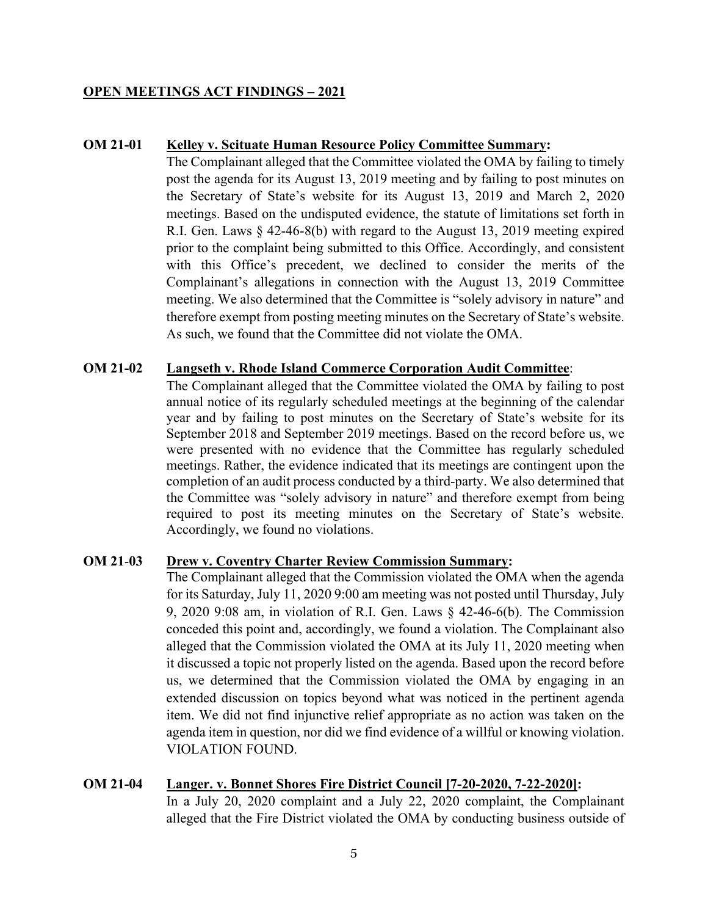## OPEN MEETINGS ACT FINDINGS – 2021

**OM 21-01 Kelley v. Scituate Human Resource Policy Committee Summary:**

The Complainant alleged that the Committee violated the OMA by failing to timely post the agenda for its August 13, 2019 meeting and by failing to post minutes on the Secretary of State's website for its August 13, 2019 and March 2, 2020 meetings. Based on the undisputed evidence, the statute of limitations set forth in R.I. Gen. Laws § 42-46-8(b) with regard to the August 13, 2019 meeting expired prior to the complaint being submitted to this Office. Accordingly, and consistent with this Office's precedent, we declined to consider the merits of the Complainant's allegations in connection with the August 13, 2019 Committee meeting. We also determined that the Committee is "solely advisory in nature" and therefore exempt from posting meeting minutes on the Secretary of State's website. As such, we found that the Committee did not violate the OMA.

**OM 21-02 Langseth v. Rhode Island Commerce Corporation Audit Committee:**

The Complainant alleged that the Committee violated the OMA by failing to post annual notice of its regularly scheduled meetings at the beginning of the calendar year and by failing to post minutes on the Secretary of State's website for its September 2018 and September 2019 meetings. Based on the record before us, we were presented with no evidence that the Committee has regularly scheduled meetings. Rather, the evidence indicated that its meetings are contingent upon the completion of an audit process conducted by a third-party. We also determined that the Committee was "solely advisory in nature" and therefore exempt from being required to post its meeting minutes on the Secretary of State's website. Accordingly, we found no violations.

**OM 21-03 Drew v. Coventry Charter Review Commission Summary:**

The Complainant alleged that the Commission violated the OMA when the agenda for its Saturday, July 11, 2020 9:00 am meeting was not posted until Thursday, July 9, 2020 9:08 am, in violation of R.I. Gen. Laws § 42-46-6(b). The Commission conceded this point and, accordingly, we found a violation. The Complainant also alleged that the Commission violated the OMA at its July 11, 2020 meeting when it discussed a topic not properly listed on the agenda. Based upon the record before us, we determined that the Commission violated the OMA by engaging in an extended discussion on topics beyond what was noticed in the pertinent agenda item. We did not find injunctive relief appropriate as no action was taken on the agenda item in question, nor did we find evidence of a willful or knowing violation. VIOLATION FOUND.

**OM 21-04 Langer. v. Bonnet Shores Fire District Council [7-20-2020, 7-22-2020]:**

In a July 20, 2020 complaint and a July 22, 2020 complaint, the Complainant alleged that the Fire District violated the OMA by conducting business outside of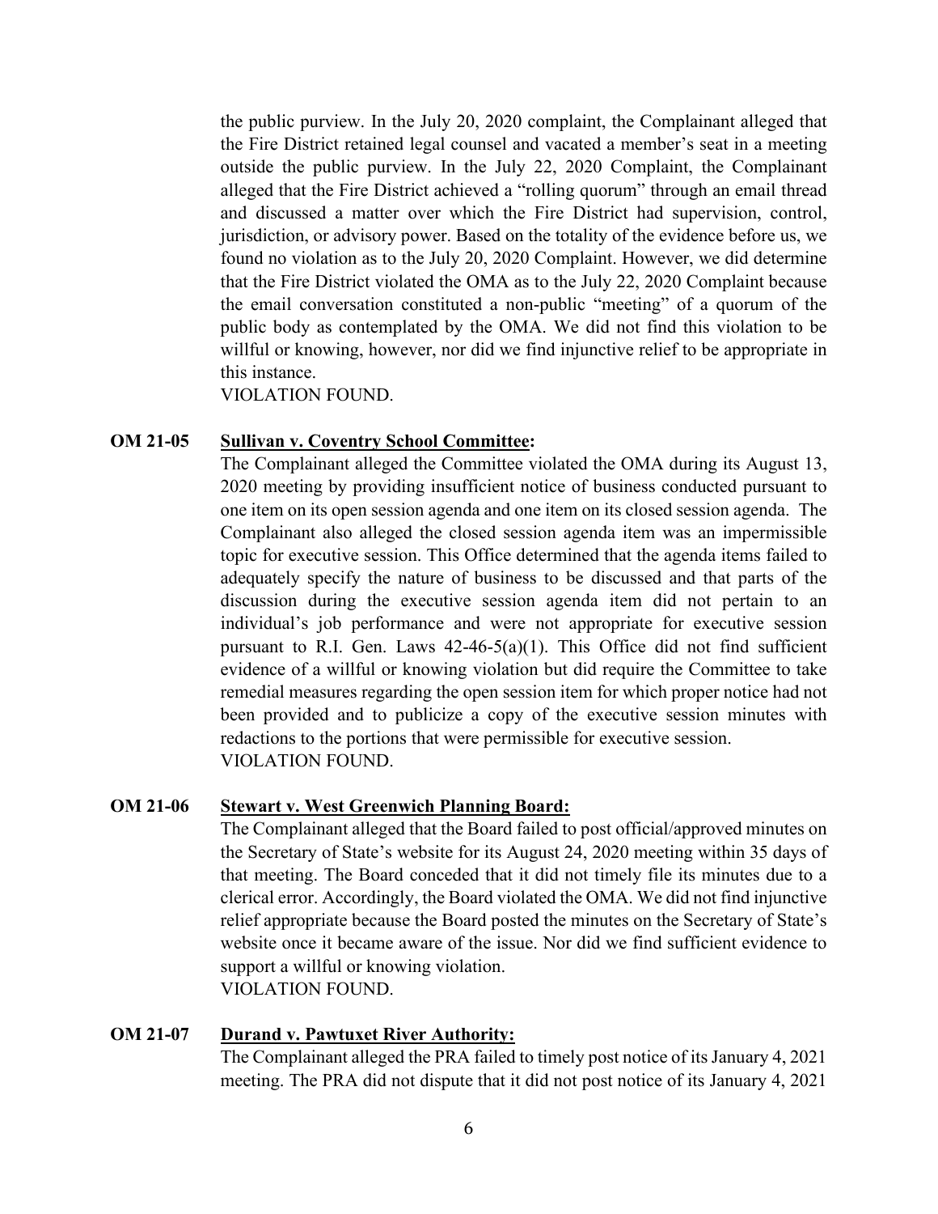the public purview. In the July 20, 2020 complaint, the Complainant alleged that the Fire District retained legal counsel and vacated a member's seat in a meeting outside the public purview. In the July 22, 2020 Complaint, the Complainant alleged that the Fire District achieved a "rolling quorum" through an email thread and discussed a matter over which the Fire District had supervision, control, jurisdiction, or advisory power. Based on the totality of the evidence before us, we found no violation as to the July 20, 2020 Complaint. However, we did determine that the Fire District violated the OMA as to the July 22, 2020 Complaint because the email conversation constituted a non-public "meeting" of a quorum of the public body as contemplated by the OMA. We did not find this violation to be willful or knowing, however, nor did we find injunctive relief to be appropriate in this instance.
VIOLATION FOUND.

**OM 21-05** **Sullivan v. Coventry School Committee:**

The Complainant alleged the Committee violated the OMA during its August 13, 2020 meeting by providing insufficient notice of business conducted pursuant to one item on its open session agenda and one item on its closed session agenda. The Complainant also alleged the closed session agenda item was an impermissible topic for executive session. This Office determined that the agenda items failed to adequately specify the nature of business to be discussed and that parts of the discussion during the executive session agenda item did not pertain to an individual's job performance and were not appropriate for executive session pursuant to R.I. Gen. Laws 42-46-5(a)(1). This Office did not find sufficient evidence of a willful or knowing violation but did require the Committee to take remedial measures regarding the open session item for which proper notice had not been provided and to publicize a copy of the executive session minutes with redactions to the portions that were permissible for executive session.
VIOLATION FOUND.

**OM 21-06** **Stewart v. West Greenwich Planning Board:**

The Complainant alleged that the Board failed to post official/approved minutes on the Secretary of State's website for its August 24, 2020 meeting within 35 days of that meeting. The Board conceded that it did not timely file its minutes due to a clerical error. Accordingly, the Board violated the OMA. We did not find injunctive relief appropriate because the Board posted the minutes on the Secretary of State's website once it became aware of the issue. Nor did we find sufficient evidence to support a willful or knowing violation.
VIOLATION FOUND.

**OM 21-07** **Durand v. Pawtuxet River Authority:**

The Complainant alleged the PRA failed to timely post notice of its January 4, 2021 meeting. The PRA did not dispute that it did not post notice of its January 4, 2021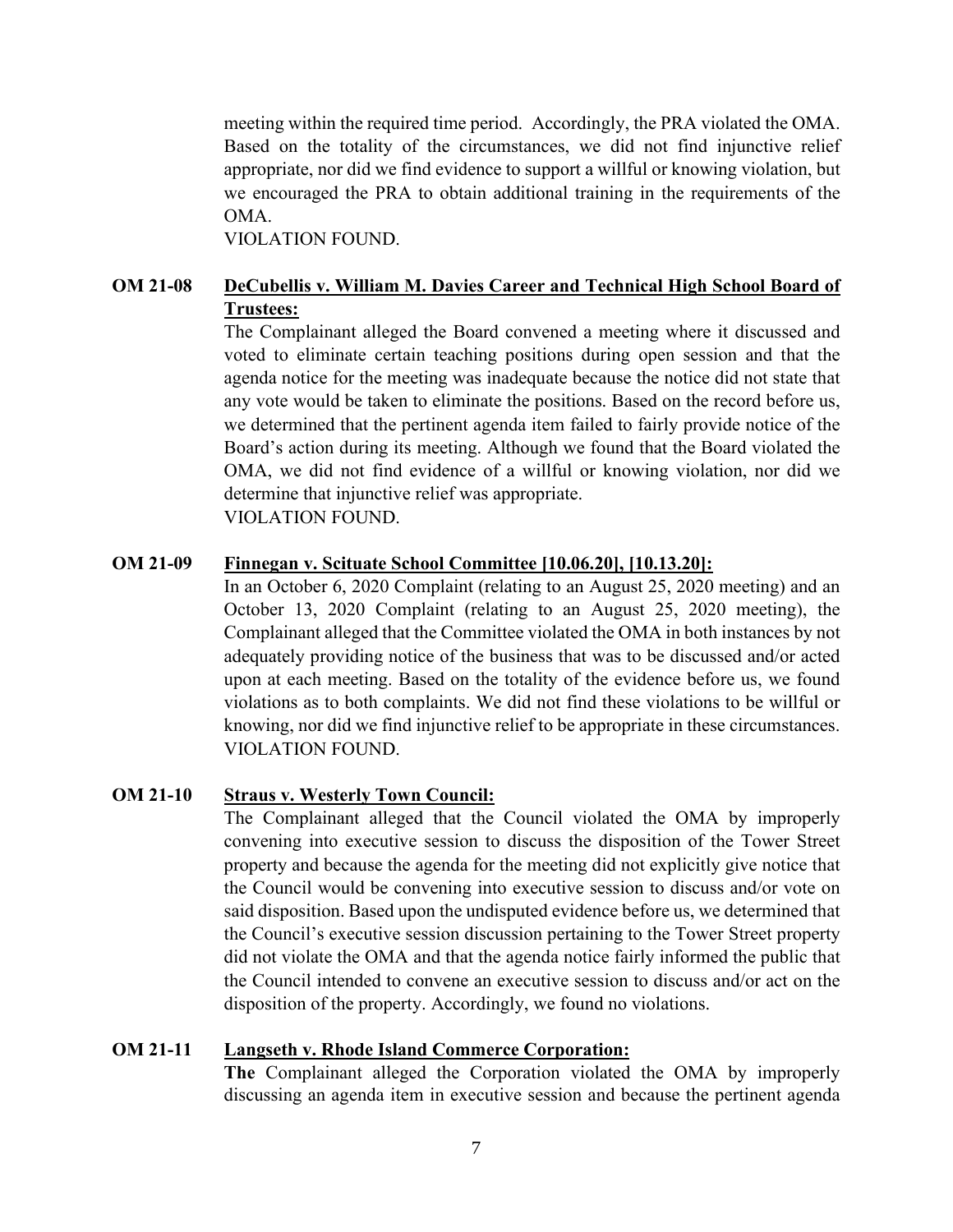meeting within the required time period. Accordingly, the PRA violated the OMA. Based on the totality of the circumstances, we did not find injunctive relief appropriate, nor did we find evidence to support a willful or knowing violation, but we encouraged the PRA to obtain additional training in the requirements of the OMA.
VIOLATION FOUND.

**OM 21-08 <u>DeCubellis v. William M. Davies Career and Technical High School Board of Trustees:</u>**

The Complainant alleged the Board convened a meeting where it discussed and voted to eliminate certain teaching positions during open session and that the agenda notice for the meeting was inadequate because the notice did not state that any vote would be taken to eliminate the positions. Based on the record before us, we determined that the pertinent agenda item failed to fairly provide notice of the Board's action during its meeting. Although we found that the Board violated the OMA, we did not find evidence of a willful or knowing violation, nor did we determine that injunctive relief was appropriate.
VIOLATION FOUND.

**OM 21-09 <u>Finnegan v. Scituate School Committee [10.06.20], [10.13.20]:</u>**

In an October 6, 2020 Complaint (relating to an August 25, 2020 meeting) and an October 13, 2020 Complaint (relating to an August 25, 2020 meeting), the Complainant alleged that the Committee violated the OMA in both instances by not adequately providing notice of the business that was to be discussed and/or acted upon at each meeting. Based on the totality of the evidence before us, we found violations as to both complaints. We did not find these violations to be willful or knowing, nor did we find injunctive relief to be appropriate in these circumstances.
VIOLATION FOUND.

**OM 21-10 <u>Straus v. Westerly Town Council:</u>**

The Complainant alleged that the Council violated the OMA by improperly convening into executive session to discuss the disposition of the Tower Street property and because the agenda for the meeting did not explicitly give notice that the Council would be convening into executive session to discuss and/or vote on said disposition. Based upon the undisputed evidence before us, we determined that the Council's executive session discussion pertaining to the Tower Street property did not violate the OMA and that the agenda notice fairly informed the public that the Council intended to convene an executive session to discuss and/or act on the disposition of the property. Accordingly, we found no violations.

**OM 21-11 <u>Langseth v. Rhode Island Commerce Corporation:</u>**

**The** Complainant alleged the Corporation violated the OMA by improperly discussing an agenda item in executive session and because the pertinent agenda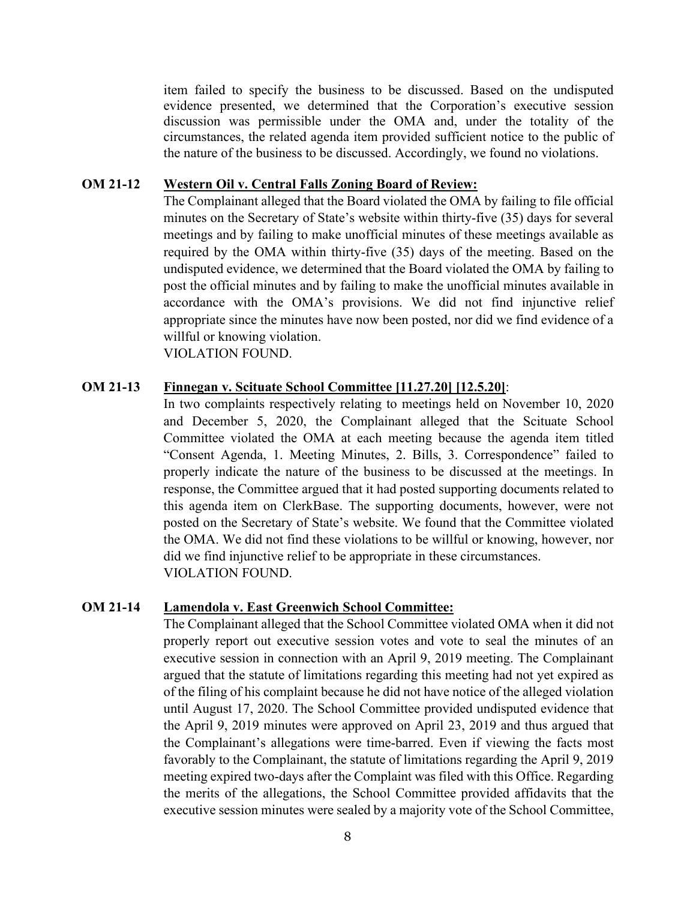item failed to specify the business to be discussed. Based on the undisputed evidence presented, we determined that the Corporation's executive session discussion was permissible under the OMA and, under the totality of the circumstances, the related agenda item provided sufficient notice to the public of the nature of the business to be discussed. Accordingly, we found no violations.

**OM 21-12** **<u>Western Oil v. Central Falls Zoning Board of Review:</u>**

The Complainant alleged that the Board violated the OMA by failing to file official minutes on the Secretary of State's website within thirty-five (35) days for several meetings and by failing to make unofficial minutes of these meetings available as required by the OMA within thirty-five (35) days of the meeting. Based on the undisputed evidence, we determined that the Board violated the OMA by failing to post the official minutes and by failing to make the unofficial minutes available in accordance with the OMA's provisions. We did not find injunctive relief appropriate since the minutes have now been posted, nor did we find evidence of a willful or knowing violation.
VIOLATION FOUND.

**OM 21-13** **<u>Finnegan v. Scituate School Committee [11.27.20] [12.5.20]</u>**:

In two complaints respectively relating to meetings held on November 10, 2020 and December 5, 2020, the Complainant alleged that the Scituate School Committee violated the OMA at each meeting because the agenda item titled "Consent Agenda, 1. Meeting Minutes, 2. Bills, 3. Correspondence" failed to properly indicate the nature of the business to be discussed at the meetings. In response, the Committee argued that it had posted supporting documents related to this agenda item on ClerkBase. The supporting documents, however, were not posted on the Secretary of State's website. We found that the Committee violated the OMA. We did not find these violations to be willful or knowing, however, nor did we find injunctive relief to be appropriate in these circumstances.
VIOLATION FOUND.

**OM 21-14** **<u>Lamendola v. East Greenwich School Committee:</u>**

The Complainant alleged that the School Committee violated OMA when it did not properly report out executive session votes and vote to seal the minutes of an executive session in connection with an April 9, 2019 meeting. The Complainant argued that the statute of limitations regarding this meeting had not yet expired as of the filing of his complaint because he did not have notice of the alleged violation until August 17, 2020. The School Committee provided undisputed evidence that the April 9, 2019 minutes were approved on April 23, 2019 and thus argued that the Complainant's allegations were time-barred. Even if viewing the facts most favorably to the Complainant, the statute of limitations regarding the April 9, 2019 meeting expired two-days after the Complaint was filed with this Office. Regarding the merits of the allegations, the School Committee provided affidavits that the executive session minutes were sealed by a majority vote of the School Committee,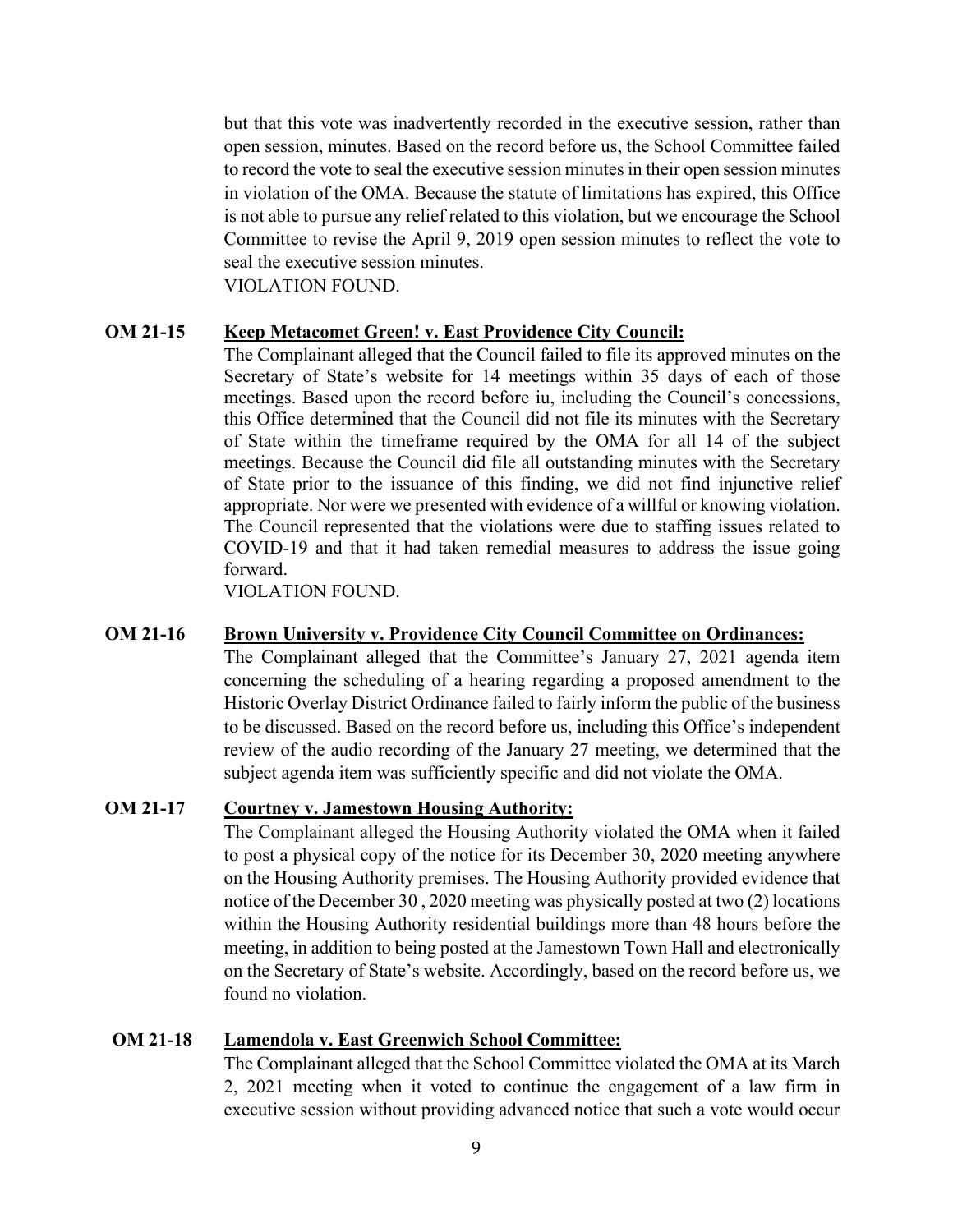but that this vote was inadvertently recorded in the executive session, rather than open session, minutes. Based on the record before us, the School Committee failed to record the vote to seal the executive session minutes in their open session minutes in violation of the OMA. Because the statute of limitations has expired, this Office is not able to pursue any relief related to this violation, but we encourage the School Committee to revise the April 9, 2019 open session minutes to reflect the vote to seal the executive session minutes.
VIOLATION FOUND.

**OM 21-15** **Keep Metacomet Green! v. East Providence City Council:**

The Complainant alleged that the Council failed to file its approved minutes on the Secretary of State's website for 14 meetings within 35 days of each of those meetings. Based upon the record before iu, including the Council's concessions, this Office determined that the Council did not file its minutes with the Secretary of State within the timeframe required by the OMA for all 14 of the subject meetings. Because the Council did file all outstanding minutes with the Secretary of State prior to the issuance of this finding, we did not find injunctive relief appropriate. Nor were we presented with evidence of a willful or knowing violation. The Council represented that the violations were due to staffing issues related to COVID-19 and that it had taken remedial measures to address the issue going forward.
VIOLATION FOUND.

**OM 21-16** **Brown University v. Providence City Council Committee on Ordinances:**

The Complainant alleged that the Committee's January 27, 2021 agenda item concerning the scheduling of a hearing regarding a proposed amendment to the Historic Overlay District Ordinance failed to fairly inform the public of the business to be discussed. Based on the record before us, including this Office's independent review of the audio recording of the January 27 meeting, we determined that the subject agenda item was sufficiently specific and did not violate the OMA.

**OM 21-17** **Courtney v. Jamestown Housing Authority:**

The Complainant alleged the Housing Authority violated the OMA when it failed to post a physical copy of the notice for its December 30, 2020 meeting anywhere on the Housing Authority premises. The Housing Authority provided evidence that notice of the December 30 , 2020 meeting was physically posted at two (2) locations within the Housing Authority residential buildings more than 48 hours before the meeting, in addition to being posted at the Jamestown Town Hall and electronically on the Secretary of State's website. Accordingly, based on the record before us, we found no violation.

**OM 21-18** **Lamendola v. East Greenwich School Committee:**

The Complainant alleged that the School Committee violated the OMA at its March 2, 2021 meeting when it voted to continue the engagement of a law firm in executive session without providing advanced notice that such a vote would occur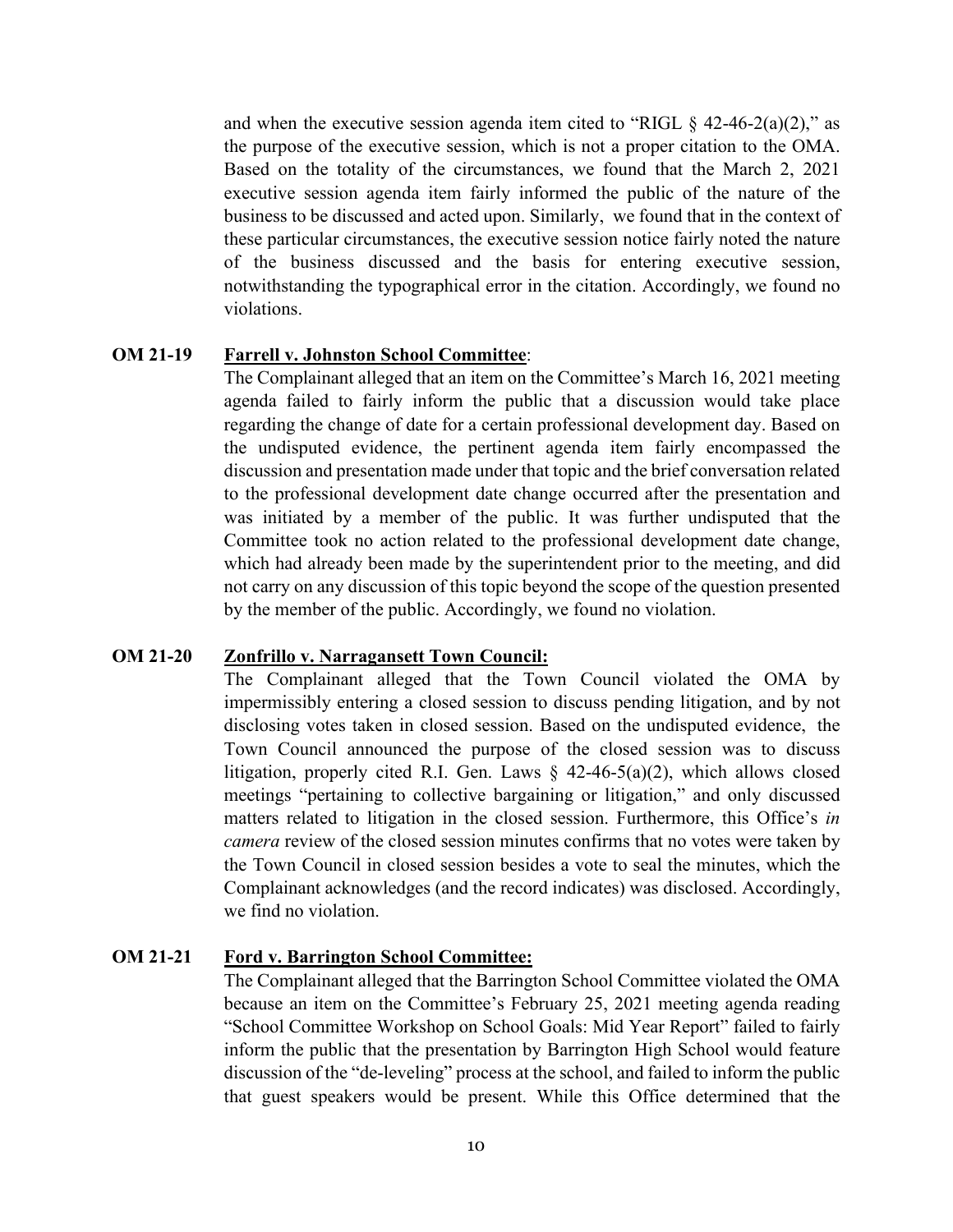and when the executive session agenda item cited to "RIGL § 42-46-2(a)(2)," as the purpose of the executive session, which is not a proper citation to the OMA. Based on the totality of the circumstances, we found that the March 2, 2021 executive session agenda item fairly informed the public of the nature of the business to be discussed and acted upon. Similarly, we found that in the context of these particular circumstances, the executive session notice fairly noted the nature of the business discussed and the basis for entering executive session, notwithstanding the typographical error in the citation. Accordingly, we found no violations.

**OM 21-19** **Farrell v. Johnston School Committee**:

The Complainant alleged that an item on the Committee's March 16, 2021 meeting agenda failed to fairly inform the public that a discussion would take place regarding the change of date for a certain professional development day. Based on the undisputed evidence, the pertinent agenda item fairly encompassed the discussion and presentation made under that topic and the brief conversation related to the professional development date change occurred after the presentation and was initiated by a member of the public. It was further undisputed that the Committee took no action related to the professional development date change, which had already been made by the superintendent prior to the meeting, and did not carry on any discussion of this topic beyond the scope of the question presented by the member of the public. Accordingly, we found no violation.

**OM 21-20** **Zonfrillo v. Narragansett Town Council:**

The Complainant alleged that the Town Council violated the OMA by impermissibly entering a closed session to discuss pending litigation, and by not disclosing votes taken in closed session. Based on the undisputed evidence, the Town Council announced the purpose of the closed session was to discuss litigation, properly cited R.I. Gen. Laws § 42-46-5(a)(2), which allows closed meetings "pertaining to collective bargaining or litigation," and only discussed matters related to litigation in the closed session. Furthermore, this Office's *in camera* review of the closed session minutes confirms that no votes were taken by the Town Council in closed session besides a vote to seal the minutes, which the Complainant acknowledges (and the record indicates) was disclosed. Accordingly, we find no violation.

**OM 21-21** **Ford v. Barrington School Committee:**

The Complainant alleged that the Barrington School Committee violated the OMA because an item on the Committee's February 25, 2021 meeting agenda reading "School Committee Workshop on School Goals: Mid Year Report" failed to fairly inform the public that the presentation by Barrington High School would feature discussion of the "de-leveling" process at the school, and failed to inform the public that guest speakers would be present. While this Office determined that the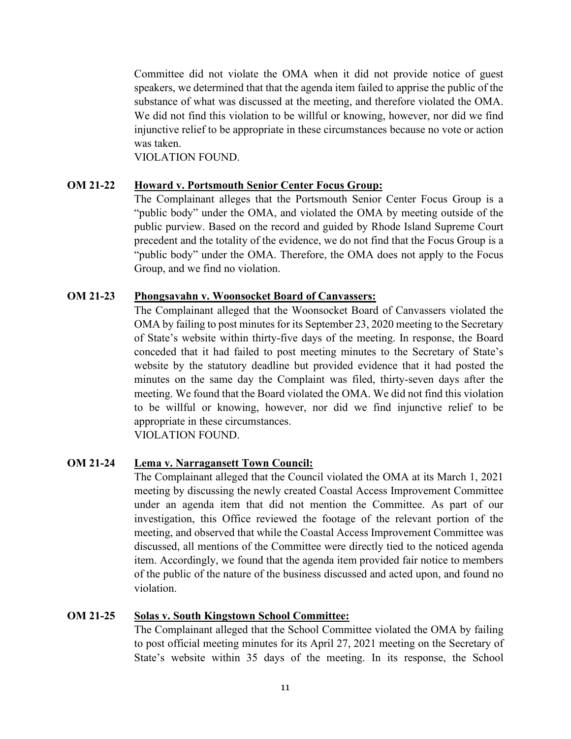Committee did not violate the OMA when it did not provide notice of guest speakers, we determined that that the agenda item failed to apprise the public of the substance of what was discussed at the meeting, and therefore violated the OMA. We did not find this violation to be willful or knowing, however, nor did we find injunctive relief to be appropriate in these circumstances because no vote or action was taken.
VIOLATION FOUND.

**OM 21-22** **Howard v. Portsmouth Senior Center Focus Group:**

The Complainant alleges that the Portsmouth Senior Center Focus Group is a "public body" under the OMA, and violated the OMA by meeting outside of the public purview. Based on the record and guided by Rhode Island Supreme Court precedent and the totality of the evidence, we do not find that the Focus Group is a "public body" under the OMA. Therefore, the OMA does not apply to the Focus Group, and we find no violation.

**OM 21-23** **Phongsavahn v. Woonsocket Board of Canvassers:**

The Complainant alleged that the Woonsocket Board of Canvassers violated the OMA by failing to post minutes for its September 23, 2020 meeting to the Secretary of State's website within thirty-five days of the meeting. In response, the Board conceded that it had failed to post meeting minutes to the Secretary of State's website by the statutory deadline but provided evidence that it had posted the minutes on the same day the Complaint was filed, thirty-seven days after the meeting. We found that the Board violated the OMA. We did not find this violation to be willful or knowing, however, nor did we find injunctive relief to be appropriate in these circumstances.
VIOLATION FOUND.

**OM 21-24** **Lema v. Narragansett Town Council:**

The Complainant alleged that the Council violated the OMA at its March 1, 2021 meeting by discussing the newly created Coastal Access Improvement Committee under an agenda item that did not mention the Committee. As part of our investigation, this Office reviewed the footage of the relevant portion of the meeting, and observed that while the Coastal Access Improvement Committee was discussed, all mentions of the Committee were directly tied to the noticed agenda item. Accordingly, we found that the agenda item provided fair notice to members of the public of the nature of the business discussed and acted upon, and found no violation.

**OM 21-25** **Solas v. South Kingstown School Committee:**

The Complainant alleged that the School Committee violated the OMA by failing to post official meeting minutes for its April 27, 2021 meeting on the Secretary of State's website within 35 days of the meeting. In its response, the School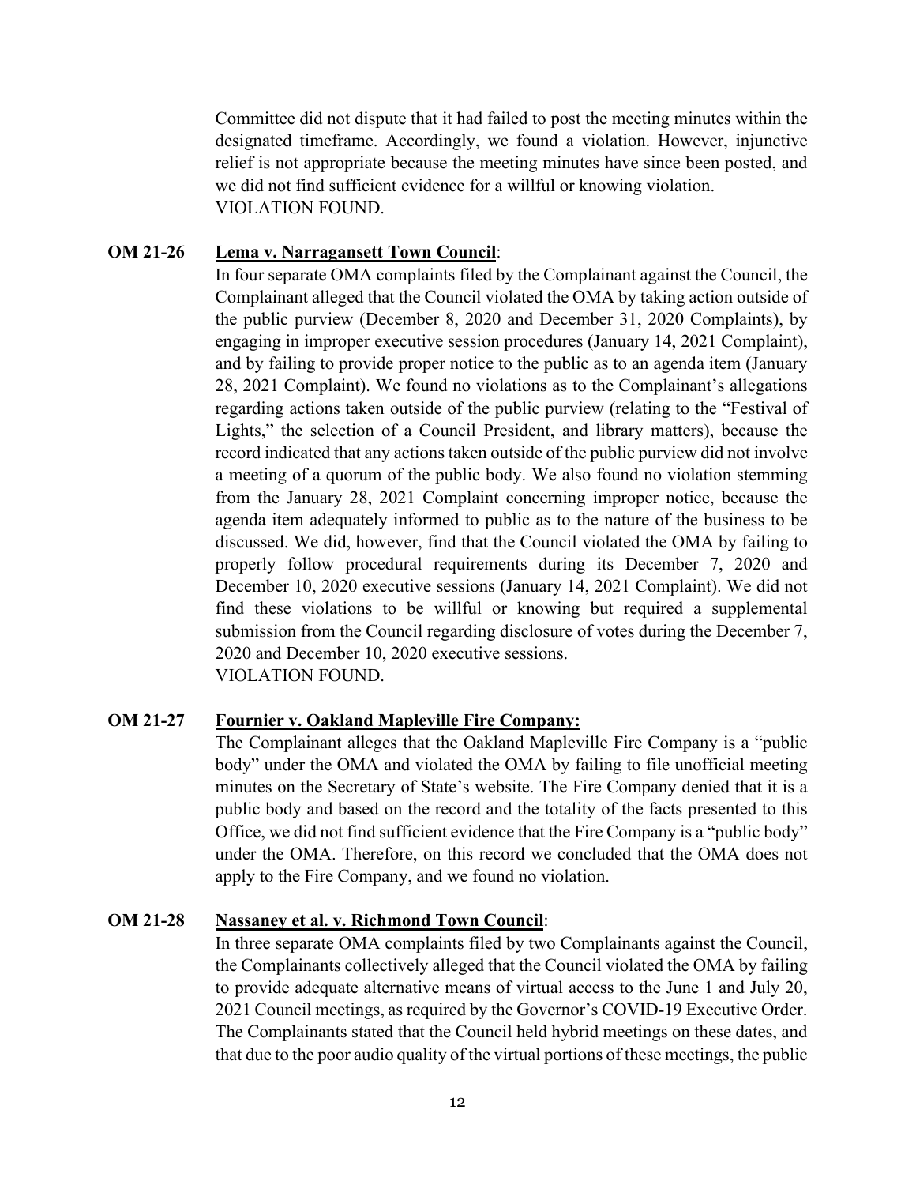Committee did not dispute that it had failed to post the meeting minutes within the designated timeframe. Accordingly, we found a violation. However, injunctive relief is not appropriate because the meeting minutes have since been posted, and we did not find sufficient evidence for a willful or knowing violation.
VIOLATION FOUND.

**OM 21-26** **Lema v. Narragansett Town Council**:

In four separate OMA complaints filed by the Complainant against the Council, the Complainant alleged that the Council violated the OMA by taking action outside of the public purview (December 8, 2020 and December 31, 2020 Complaints), by engaging in improper executive session procedures (January 14, 2021 Complaint), and by failing to provide proper notice to the public as to an agenda item (January 28, 2021 Complaint). We found no violations as to the Complainant's allegations regarding actions taken outside of the public purview (relating to the "Festival of Lights," the selection of a Council President, and library matters), because the record indicated that any actions taken outside of the public purview did not involve a meeting of a quorum of the public body. We also found no violation stemming from the January 28, 2021 Complaint concerning improper notice, because the agenda item adequately informed to public as to the nature of the business to be discussed. We did, however, find that the Council violated the OMA by failing to properly follow procedural requirements during its December 7, 2020 and December 10, 2020 executive sessions (January 14, 2021 Complaint). We did not find these violations to be willful or knowing but required a supplemental submission from the Council regarding disclosure of votes during the December 7, 2020 and December 10, 2020 executive sessions.
VIOLATION FOUND.

**OM 21-27** **Fournier v. Oakland Mapleville Fire Company:**

The Complainant alleges that the Oakland Mapleville Fire Company is a "public body" under the OMA and violated the OMA by failing to file unofficial meeting minutes on the Secretary of State's website. The Fire Company denied that it is a public body and based on the record and the totality of the facts presented to this Office, we did not find sufficient evidence that the Fire Company is a "public body" under the OMA. Therefore, on this record we concluded that the OMA does not apply to the Fire Company, and we found no violation.

**OM 21-28** **Nassaney et al. v. Richmond Town Council**:

In three separate OMA complaints filed by two Complainants against the Council, the Complainants collectively alleged that the Council violated the OMA by failing to provide adequate alternative means of virtual access to the June 1 and July 20, 2021 Council meetings, as required by the Governor's COVID-19 Executive Order. The Complainants stated that the Council held hybrid meetings on these dates, and that due to the poor audio quality of the virtual portions of these meetings, the public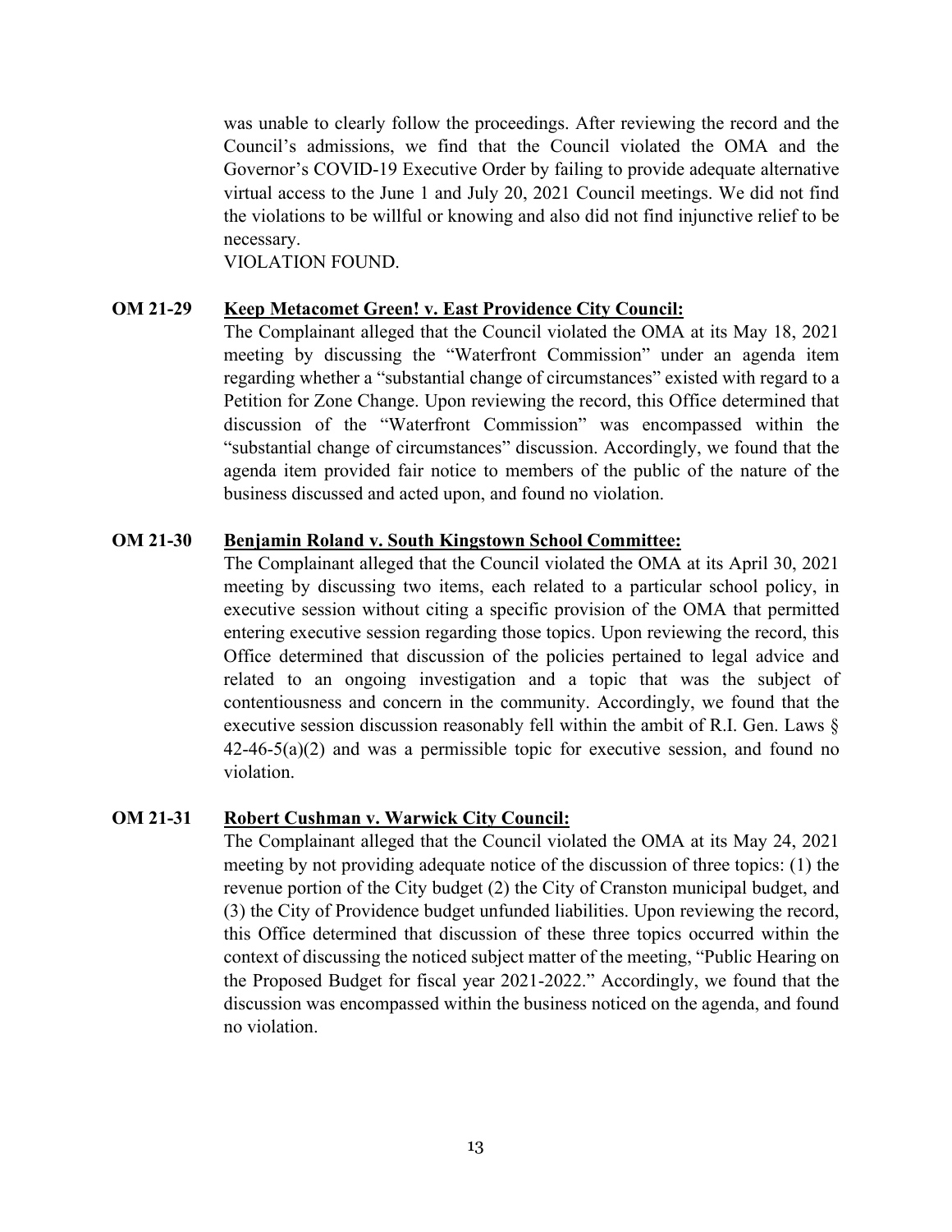was unable to clearly follow the proceedings. After reviewing the record and the Council's admissions, we find that the Council violated the OMA and the Governor's COVID-19 Executive Order by failing to provide adequate alternative virtual access to the June 1 and July 20, 2021 Council meetings. We did not find the violations to be willful or knowing and also did not find injunctive relief to be necessary.
VIOLATION FOUND.

**OM 21-29** **<u>Keep Metacomet Green! v. East Providence City Council:</u>**

The Complainant alleged that the Council violated the OMA at its May 18, 2021 meeting by discussing the "Waterfront Commission" under an agenda item regarding whether a "substantial change of circumstances" existed with regard to a Petition for Zone Change. Upon reviewing the record, this Office determined that discussion of the "Waterfront Commission" was encompassed within the "substantial change of circumstances" discussion. Accordingly, we found that the agenda item provided fair notice to members of the public of the nature of the business discussed and acted upon, and found no violation.

**OM 21-30** **<u>Benjamin Roland v. South Kingstown School Committee:</u>**

The Complainant alleged that the Council violated the OMA at its April 30, 2021 meeting by discussing two items, each related to a particular school policy, in executive session without citing a specific provision of the OMA that permitted entering executive session regarding those topics. Upon reviewing the record, this Office determined that discussion of the policies pertained to legal advice and related to an ongoing investigation and a topic that was the subject of contentiousness and concern in the community. Accordingly, we found that the executive session discussion reasonably fell within the ambit of R.I. Gen. Laws § 42-46-5(a)(2) and was a permissible topic for executive session, and found no violation.

**OM 21-31** **<u>Robert Cushman v. Warwick City Council:</u>**

The Complainant alleged that the Council violated the OMA at its May 24, 2021 meeting by not providing adequate notice of the discussion of three topics: (1) the revenue portion of the City budget (2) the City of Cranston municipal budget, and (3) the City of Providence budget unfunded liabilities. Upon reviewing the record, this Office determined that discussion of these three topics occurred within the context of discussing the noticed subject matter of the meeting, "Public Hearing on the Proposed Budget for fiscal year 2021-2022." Accordingly, we found that the discussion was encompassed within the business noticed on the agenda, and found no violation.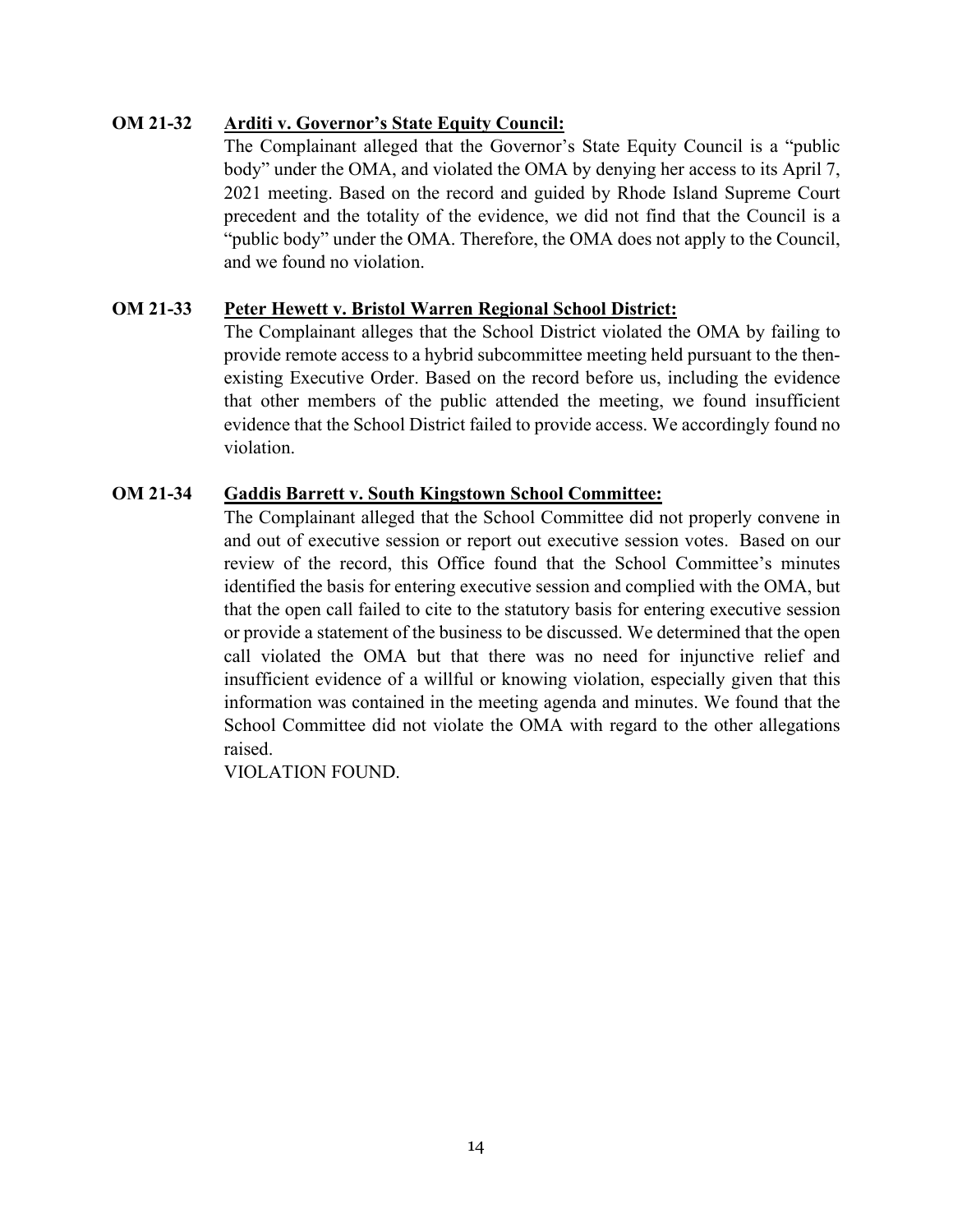**OM 21-32** **Arditi v. Governor's State Equity Council:**

The Complainant alleged that the Governor's State Equity Council is a "public body" under the OMA, and violated the OMA by denying her access to its April 7, 2021 meeting. Based on the record and guided by Rhode Island Supreme Court precedent and the totality of the evidence, we did not find that the Council is a "public body" under the OMA. Therefore, the OMA does not apply to the Council, and we found no violation.

**OM 21-33** **Peter Hewett v. Bristol Warren Regional School District:**

The Complainant alleges that the School District violated the OMA by failing to provide remote access to a hybrid subcommittee meeting held pursuant to the then-existing Executive Order. Based on the record before us, including the evidence that other members of the public attended the meeting, we found insufficient evidence that the School District failed to provide access. We accordingly found no violation.

**OM 21-34** **Gaddis Barrett v. South Kingstown School Committee:**

The Complainant alleged that the School Committee did not properly convene in and out of executive session or report out executive session votes. Based on our review of the record, this Office found that the School Committee's minutes identified the basis for entering executive session and complied with the OMA, but that the open call failed to cite to the statutory basis for entering executive session or provide a statement of the business to be discussed. We determined that the open call violated the OMA but that there was no need for injunctive relief and insufficient evidence of a willful or knowing violation, especially given that this information was contained in the meeting agenda and minutes. We found that the School Committee did not violate the OMA with regard to the other allegations raised.

VIOLATION FOUND.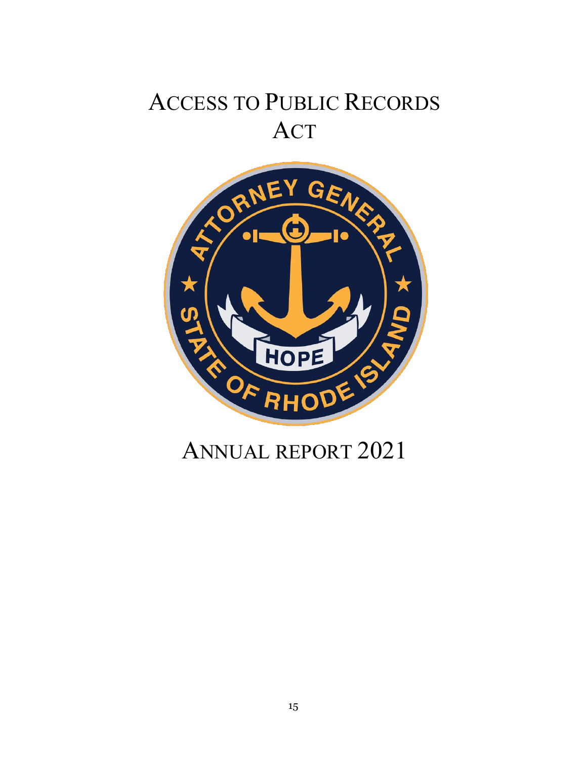# ACCESS TO PUBLIC RECORDS ACT

# ANNUAL REPORT 2021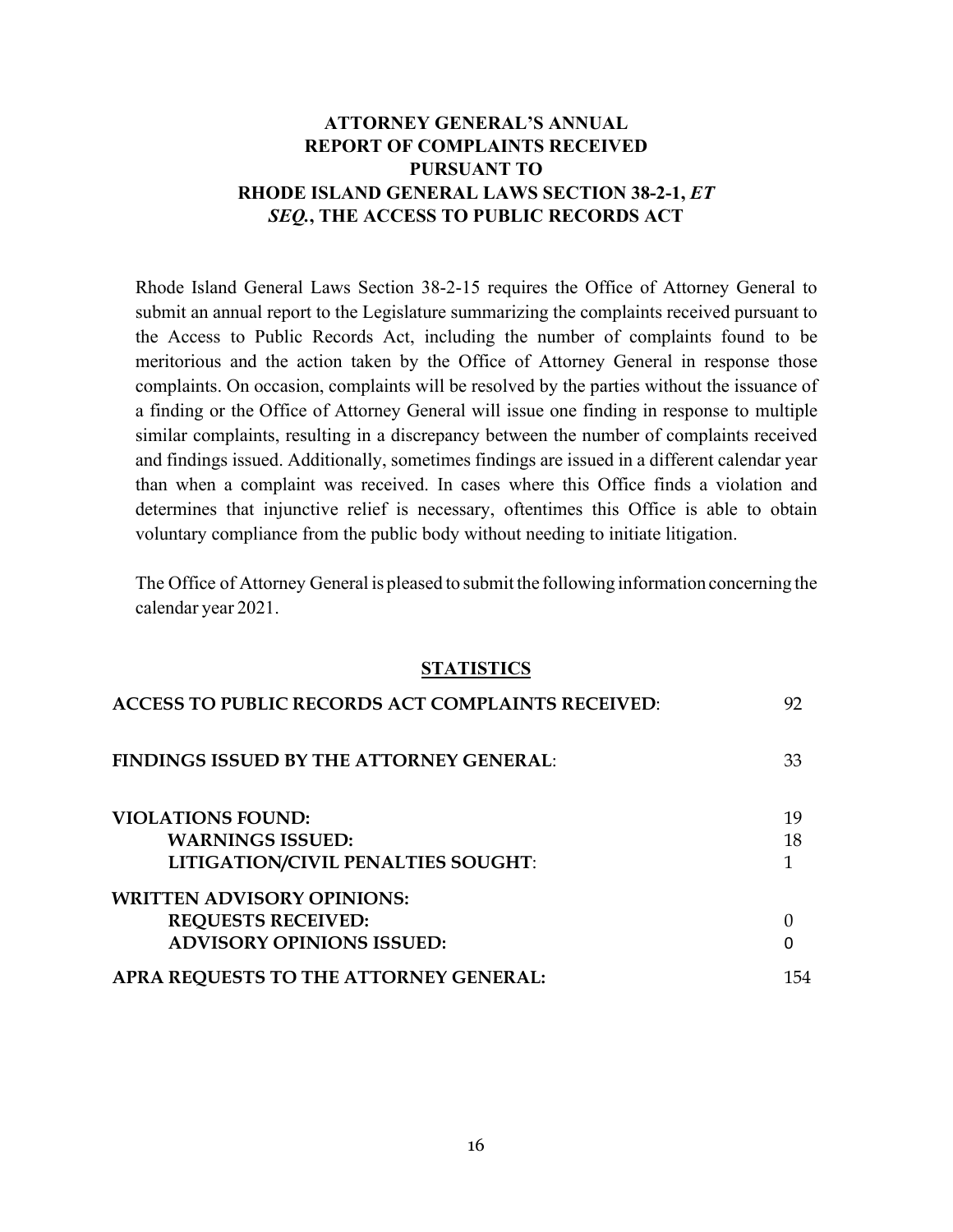# ATTORNEY GENERAL'S ANNUAL REPORT OF COMPLAINTS RECEIVED PURSUANT TO RHODE ISLAND GENERAL LAWS SECTION 38-2-1, *ET SEQ.*, THE ACCESS TO PUBLIC RECORDS ACT

Rhode Island General Laws Section 38-2-15 requires the Office of Attorney General to submit an annual report to the Legislature summarizing the complaints received pursuant to the Access to Public Records Act, including the number of complaints found to be meritorious and the action taken by the Office of Attorney General in response those complaints. On occasion, complaints will be resolved by the parties without the issuance of a finding or the Office of Attorney General will issue one finding in response to multiple similar complaints, resulting in a discrepancy between the number of complaints received and findings issued. Additionally, sometimes findings are issued in a different calendar year than when a complaint was received. In cases where this Office finds a violation and determines that injunctive relief is necessary, oftentimes this Office is able to obtain voluntary compliance from the public body without needing to initiate litigation.

The Office of Attorney General is pleased to submit the following information concerning the calendar year 2021.

## STATISTICS

| | |
|---|---|
| **ACCESS TO PUBLIC RECORDS ACT COMPLAINTS RECEIVED**: | 92 |
| **FINDINGS ISSUED BY THE ATTORNEY GENERAL**: | 33 |
| **VIOLATIONS FOUND:** | 19 |
| **WARNINGS ISSUED:** | 18 |
| **LITIGATION/CIVIL PENALTIES SOUGHT**: | 1 |
| **WRITTEN ADVISORY OPINIONS:** | |
| **REQUESTS RECEIVED:** | 0 |
| **ADVISORY OPINIONS ISSUED:** | 0 |
| **APRA REQUESTS TO THE ATTORNEY GENERAL:** | 154 |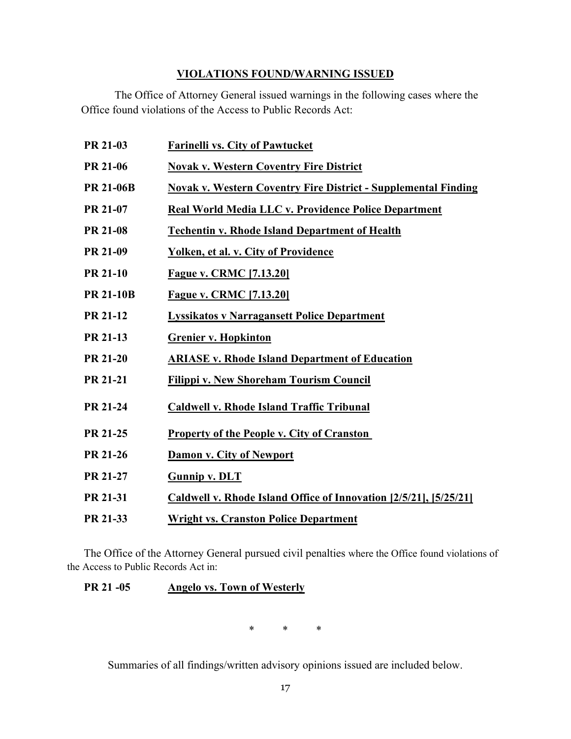## VIOLATIONS FOUND/WARNING ISSUED

The Office of Attorney General issued warnings in the following cases where the Office found violations of the Access to Public Records Act:

| | |
|---|---|
| **PR 21-03** | **Farinelli vs. City of Pawtucket** |
| **PR 21-06** | **Novak v. Western Coventry Fire District** |
| **PR 21-06B** | **Novak v. Western Coventry Fire District - Supplemental Finding** |
| **PR 21-07** | **Real World Media LLC v. Providence Police Department** |
| **PR 21-08** | **Techentin v. Rhode Island Department of Health** |
| **PR 21-09** | **Yolken, et al. v. City of Providence** |
| **PR 21-10** | **Fague v. CRMC [7.13.20]** |
| **PR 21-10B** | **Fague v. CRMC [7.13.20]** |
| **PR 21-12** | **Lyssikatos v Narragansett Police Department** |
| **PR 21-13** | **Grenier v. Hopkinton** |
| **PR 21-20** | **ARIASE v. Rhode Island Department of Education** |
| **PR 21-21** | **Filippi v. New Shoreham Tourism Council** |
| **PR 21-24** | **Caldwell v. Rhode Island Traffic Tribunal** |
| **PR 21-25** | **Property of the People v. City of Cranston** |
| **PR 21-26** | **Damon v. City of Newport** |
| **PR 21-27** | **Gunnip v. DLT** |
| **PR 21-31** | **Caldwell v. Rhode Island Office of Innovation [2/5/21], [5/25/21]** |
| **PR 21-33** | **Wright vs. Cranston Police Department** |

The Office of the Attorney General pursued civil penalties where the Office found violations of the Access to Public Records Act in:

| | |
|---|---|
| **PR 21 -05** | **Angelo vs. Town of Westerly** |

\* \* \*

Summaries of all findings/written advisory opinions issued are included below.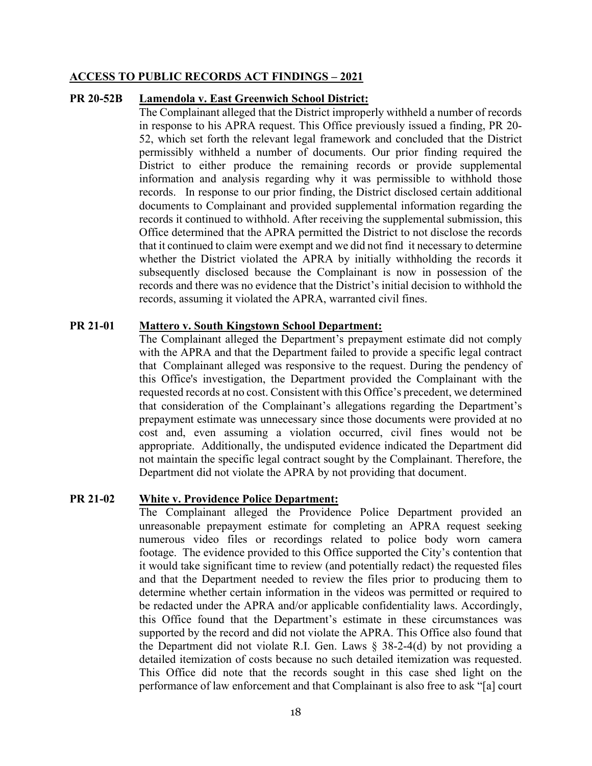**ACCESS TO PUBLIC RECORDS ACT FINDINGS – 2021**

**PR 20-52B Lamendola v. East Greenwich School District:**

The Complainant alleged that the District improperly withheld a number of records in response to his APRA request. This Office previously issued a finding, PR 20-52, which set forth the relevant legal framework and concluded that the District permissibly withheld a number of documents. Our prior finding required the District to either produce the remaining records or provide supplemental information and analysis regarding why it was permissible to withhold those records. In response to our prior finding, the District disclosed certain additional documents to Complainant and provided supplemental information regarding the records it continued to withhold. After receiving the supplemental submission, this Office determined that the APRA permitted the District to not disclose the records that it continued to claim were exempt and we did not find it necessary to determine whether the District violated the APRA by initially withholding the records it subsequently disclosed because the Complainant is now in possession of the records and there was no evidence that the District's initial decision to withhold the records, assuming it violated the APRA, warranted civil fines.

**PR 21-01 Mattero v. South Kingstown School Department:**

The Complainant alleged the Department's prepayment estimate did not comply with the APRA and that the Department failed to provide a specific legal contract that Complainant alleged was responsive to the request. During the pendency of this Office's investigation, the Department provided the Complainant with the requested records at no cost. Consistent with this Office's precedent, we determined that consideration of the Complainant's allegations regarding the Department's prepayment estimate was unnecessary since those documents were provided at no cost and, even assuming a violation occurred, civil fines would not be appropriate. Additionally, the undisputed evidence indicated the Department did not maintain the specific legal contract sought by the Complainant. Therefore, the Department did not violate the APRA by not providing that document.

**PR 21-02 White v. Providence Police Department:**

The Complainant alleged the Providence Police Department provided an unreasonable prepayment estimate for completing an APRA request seeking numerous video files or recordings related to police body worn camera footage. The evidence provided to this Office supported the City's contention that it would take significant time to review (and potentially redact) the requested files and that the Department needed to review the files prior to producing them to determine whether certain information in the videos was permitted or required to be redacted under the APRA and/or applicable confidentiality laws. Accordingly, this Office found that the Department's estimate in these circumstances was supported by the record and did not violate the APRA. This Office also found that the Department did not violate R.I. Gen. Laws § 38-2-4(d) by not providing a detailed itemization of costs because no such detailed itemization was requested. This Office did note that the records sought in this case shed light on the performance of law enforcement and that Complainant is also free to ask "[a] court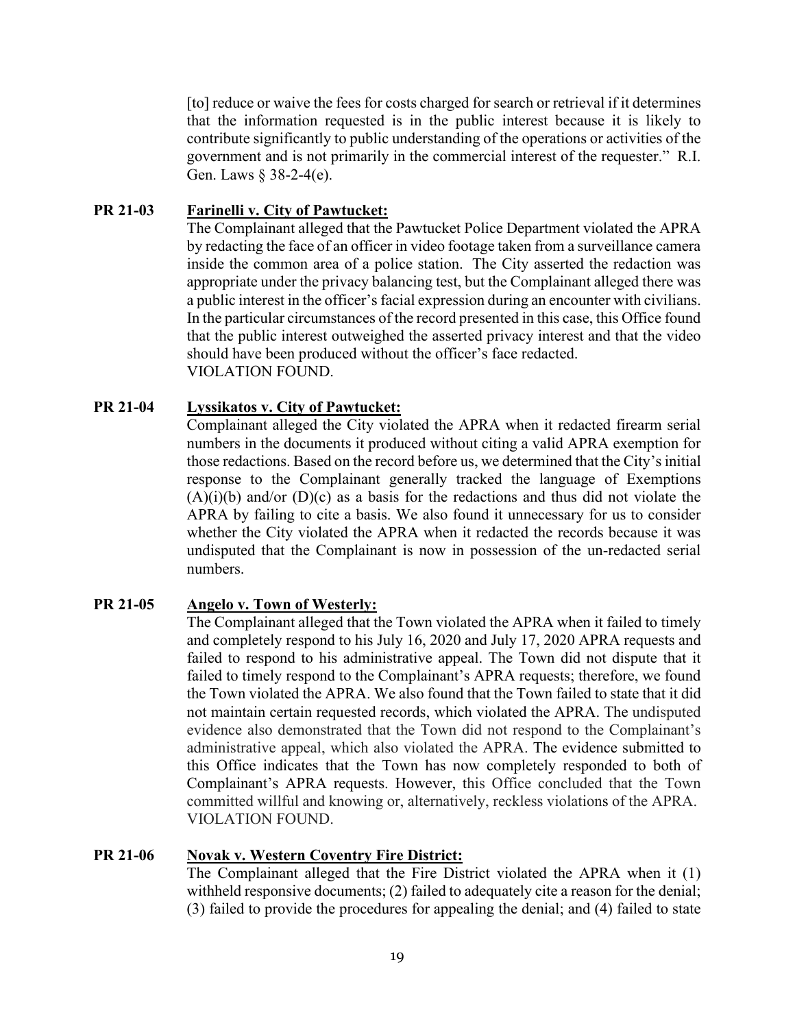[to] reduce or waive the fees for costs charged for search or retrieval if it determines that the information requested is in the public interest because it is likely to contribute significantly to public understanding of the operations or activities of the government and is not primarily in the commercial interest of the requester." R.I. Gen. Laws § 38-2-4(e).

**PR 21-03** **Farinelli v. City of Pawtucket:**

The Complainant alleged that the Pawtucket Police Department violated the APRA by redacting the face of an officer in video footage taken from a surveillance camera inside the common area of a police station. The City asserted the redaction was appropriate under the privacy balancing test, but the Complainant alleged there was a public interest in the officer's facial expression during an encounter with civilians. In the particular circumstances of the record presented in this case, this Office found that the public interest outweighed the asserted privacy interest and that the video should have been produced without the officer's face redacted.
VIOLATION FOUND.

**PR 21-04** **Lyssikatos v. City of Pawtucket:**

Complainant alleged the City violated the APRA when it redacted firearm serial numbers in the documents it produced without citing a valid APRA exemption for those redactions. Based on the record before us, we determined that the City's initial response to the Complainant generally tracked the language of Exemptions (A)(i)(b) and/or (D)(c) as a basis for the redactions and thus did not violate the APRA by failing to cite a basis. We also found it unnecessary for us to consider whether the City violated the APRA when it redacted the records because it was undisputed that the Complainant is now in possession of the un-redacted serial numbers.

**PR 21-05** **Angelo v. Town of Westerly:**

The Complainant alleged that the Town violated the APRA when it failed to timely and completely respond to his July 16, 2020 and July 17, 2020 APRA requests and failed to respond to his administrative appeal. The Town did not dispute that it failed to timely respond to the Complainant's APRA requests; therefore, we found the Town violated the APRA. We also found that the Town failed to state that it did not maintain certain requested records, which violated the APRA. The undisputed evidence also demonstrated that the Town did not respond to the Complainant's administrative appeal, which also violated the APRA. The evidence submitted to this Office indicates that the Town has now completely responded to both of Complainant's APRA requests. However, this Office concluded that the Town committed willful and knowing or, alternatively, reckless violations of the APRA.
VIOLATION FOUND.

**PR 21-06** **Novak v. Western Coventry Fire District:**

The Complainant alleged that the Fire District violated the APRA when it (1) withheld responsive documents; (2) failed to adequately cite a reason for the denial; (3) failed to provide the procedures for appealing the denial; and (4) failed to state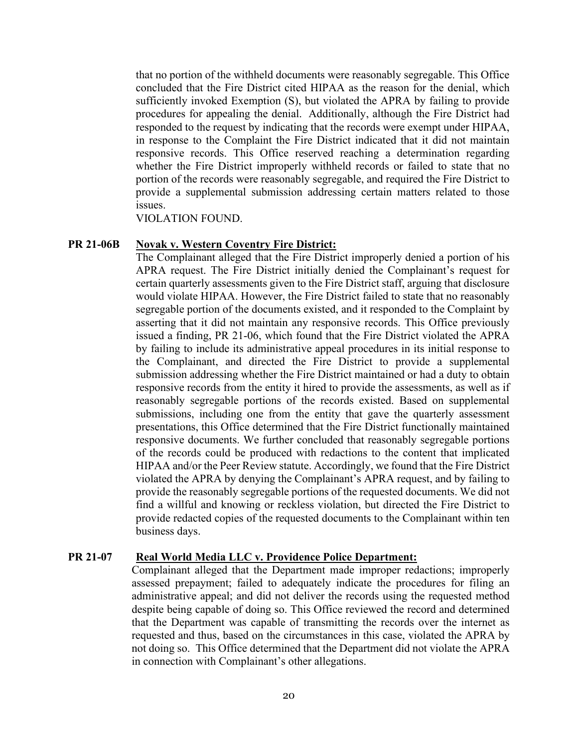that no portion of the withheld documents were reasonably segregable. This Office concluded that the Fire District cited HIPAA as the reason for the denial, which sufficiently invoked Exemption (S), but violated the APRA by failing to provide procedures for appealing the denial. Additionally, although the Fire District had responded to the request by indicating that the records were exempt under HIPAA, in response to the Complaint the Fire District indicated that it did not maintain responsive records. This Office reserved reaching a determination regarding whether the Fire District improperly withheld records or failed to state that no portion of the records were reasonably segregable, and required the Fire District to provide a supplemental submission addressing certain matters related to those issues.

VIOLATION FOUND.

**PR 21-06B** **Novak v. Western Coventry Fire District:**

The Complainant alleged that the Fire District improperly denied a portion of his APRA request. The Fire District initially denied the Complainant's request for certain quarterly assessments given to the Fire District staff, arguing that disclosure would violate HIPAA. However, the Fire District failed to state that no reasonably segregable portion of the documents existed, and it responded to the Complaint by asserting that it did not maintain any responsive records. This Office previously issued a finding, PR 21-06, which found that the Fire District violated the APRA by failing to include its administrative appeal procedures in its initial response to the Complainant, and directed the Fire District to provide a supplemental submission addressing whether the Fire District maintained or had a duty to obtain responsive records from the entity it hired to provide the assessments, as well as if reasonably segregable portions of the records existed. Based on supplemental submissions, including one from the entity that gave the quarterly assessment presentations, this Office determined that the Fire District functionally maintained responsive documents. We further concluded that reasonably segregable portions of the records could be produced with redactions to the content that implicated HIPAA and/or the Peer Review statute. Accordingly, we found that the Fire District violated the APRA by denying the Complainant's APRA request, and by failing to provide the reasonably segregable portions of the requested documents. We did not find a willful and knowing or reckless violation, but directed the Fire District to provide redacted copies of the requested documents to the Complainant within ten business days.

**PR 21-07** **Real World Media LLC v. Providence Police Department:**

Complainant alleged that the Department made improper redactions; improperly assessed prepayment; failed to adequately indicate the procedures for filing an administrative appeal; and did not deliver the records using the requested method despite being capable of doing so. This Office reviewed the record and determined that the Department was capable of transmitting the records over the internet as requested and thus, based on the circumstances in this case, violated the APRA by not doing so. This Office determined that the Department did not violate the APRA in connection with Complainant's other allegations.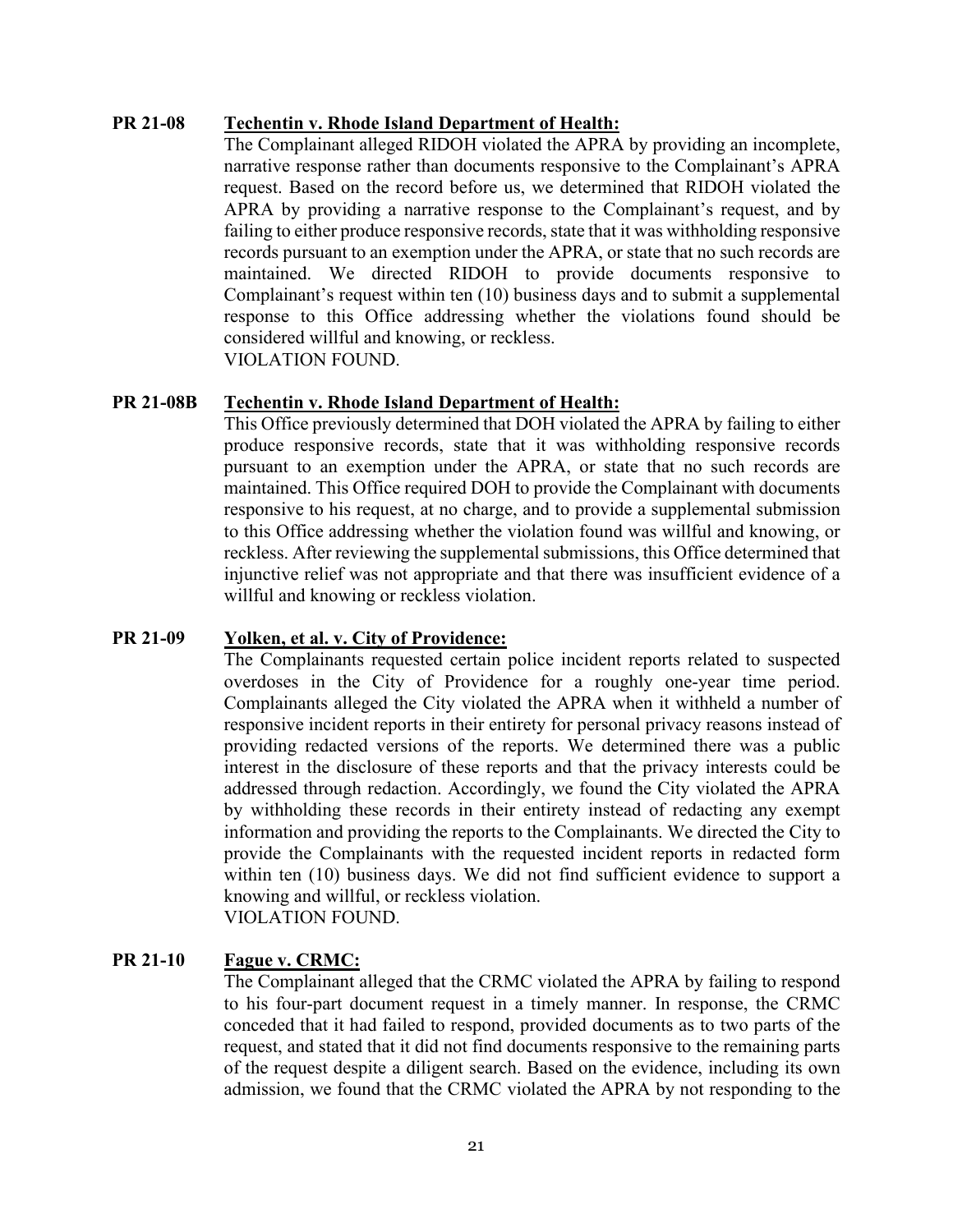**PR 21-08** **Techentin v. Rhode Island Department of Health:**

The Complainant alleged RIDOH violated the APRA by providing an incomplete, narrative response rather than documents responsive to the Complainant's APRA request. Based on the record before us, we determined that RIDOH violated the APRA by providing a narrative response to the Complainant's request, and by failing to either produce responsive records, state that it was withholding responsive records pursuant to an exemption under the APRA, or state that no such records are maintained. We directed RIDOH to provide documents responsive to Complainant's request within ten (10) business days and to submit a supplemental response to this Office addressing whether the violations found should be considered willful and knowing, or reckless.

VIOLATION FOUND.

**PR 21-08B** **Techentin v. Rhode Island Department of Health:**

This Office previously determined that DOH violated the APRA by failing to either produce responsive records, state that it was withholding responsive records pursuant to an exemption under the APRA, or state that no such records are maintained. This Office required DOH to provide the Complainant with documents responsive to his request, at no charge, and to provide a supplemental submission to this Office addressing whether the violation found was willful and knowing, or reckless. After reviewing the supplemental submissions, this Office determined that injunctive relief was not appropriate and that there was insufficient evidence of a willful and knowing or reckless violation.

**PR 21-09** **Yolken, et al. v. City of Providence:**

The Complainants requested certain police incident reports related to suspected overdoses in the City of Providence for a roughly one-year time period. Complainants alleged the City violated the APRA when it withheld a number of responsive incident reports in their entirety for personal privacy reasons instead of providing redacted versions of the reports. We determined there was a public interest in the disclosure of these reports and that the privacy interests could be addressed through redaction. Accordingly, we found the City violated the APRA by withholding these records in their entirety instead of redacting any exempt information and providing the reports to the Complainants. We directed the City to provide the Complainants with the requested incident reports in redacted form within ten (10) business days. We did not find sufficient evidence to support a knowing and willful, or reckless violation.

VIOLATION FOUND.

**PR 21-10** **Fague v. CRMC:**

The Complainant alleged that the CRMC violated the APRA by failing to respond to his four-part document request in a timely manner. In response, the CRMC conceded that it had failed to respond, provided documents as to two parts of the request, and stated that it did not find documents responsive to the remaining parts of the request despite a diligent search. Based on the evidence, including its own admission, we found that the CRMC violated the APRA by not responding to the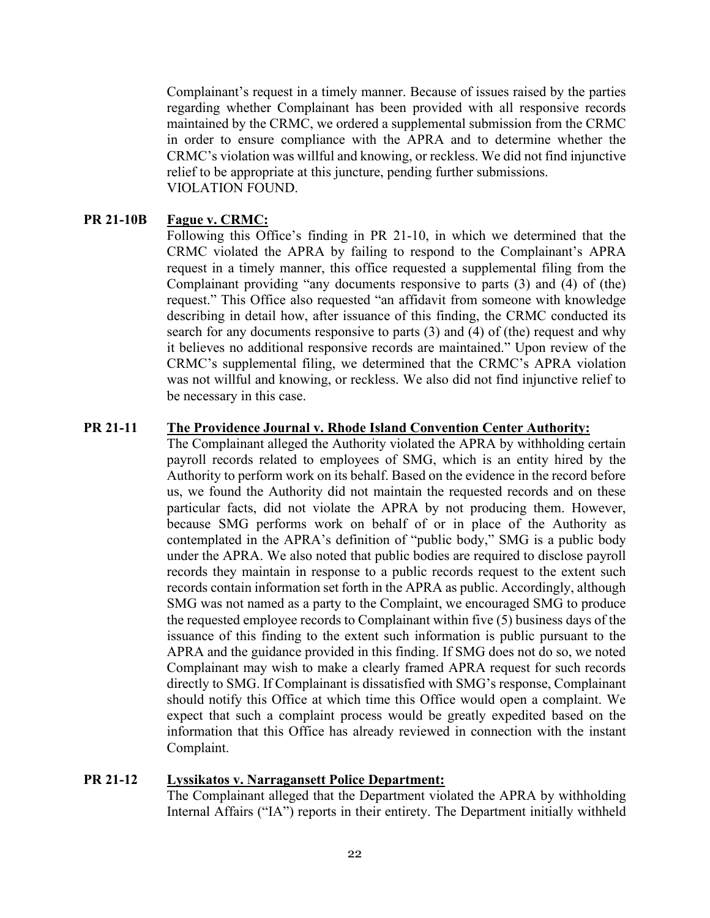Complainant's request in a timely manner. Because of issues raised by the parties regarding whether Complainant has been provided with all responsive records maintained by the CRMC, we ordered a supplemental submission from the CRMC in order to ensure compliance with the APRA and to determine whether the CRMC's violation was willful and knowing, or reckless. We did not find injunctive relief to be appropriate at this juncture, pending further submissions.
VIOLATION FOUND.

**PR 21-10B** **<u>Fague v. CRMC:</u>**

Following this Office's finding in PR 21-10, in which we determined that the CRMC violated the APRA by failing to respond to the Complainant's APRA request in a timely manner, this office requested a supplemental filing from the Complainant providing "any documents responsive to parts (3) and (4) of (the) request." This Office also requested "an affidavit from someone with knowledge describing in detail how, after issuance of this finding, the CRMC conducted its search for any documents responsive to parts (3) and (4) of (the) request and why it believes no additional responsive records are maintained." Upon review of the CRMC's supplemental filing, we determined that the CRMC's APRA violation was not willful and knowing, or reckless. We also did not find injunctive relief to be necessary in this case.

**PR 21-11** **<u>The Providence Journal v. Rhode Island Convention Center Authority:</u>**

The Complainant alleged the Authority violated the APRA by withholding certain payroll records related to employees of SMG, which is an entity hired by the Authority to perform work on its behalf. Based on the evidence in the record before us, we found the Authority did not maintain the requested records and on these particular facts, did not violate the APRA by not producing them. However, because SMG performs work on behalf of or in place of the Authority as contemplated in the APRA's definition of "public body," SMG is a public body under the APRA. We also noted that public bodies are required to disclose payroll records they maintain in response to a public records request to the extent such records contain information set forth in the APRA as public. Accordingly, although SMG was not named as a party to the Complaint, we encouraged SMG to produce the requested employee records to Complainant within five (5) business days of the issuance of this finding to the extent such information is public pursuant to the APRA and the guidance provided in this finding. If SMG does not do so, we noted Complainant may wish to make a clearly framed APRA request for such records directly to SMG. If Complainant is dissatisfied with SMG's response, Complainant should notify this Office at which time this Office would open a complaint. We expect that such a complaint process would be greatly expedited based on the information that this Office has already reviewed in connection with the instant Complaint.

**PR 21-12** **<u>Lyssikatos v. Narragansett Police Department:</u>**

The Complainant alleged that the Department violated the APRA by withholding Internal Affairs ("IA") reports in their entirety. The Department initially withheld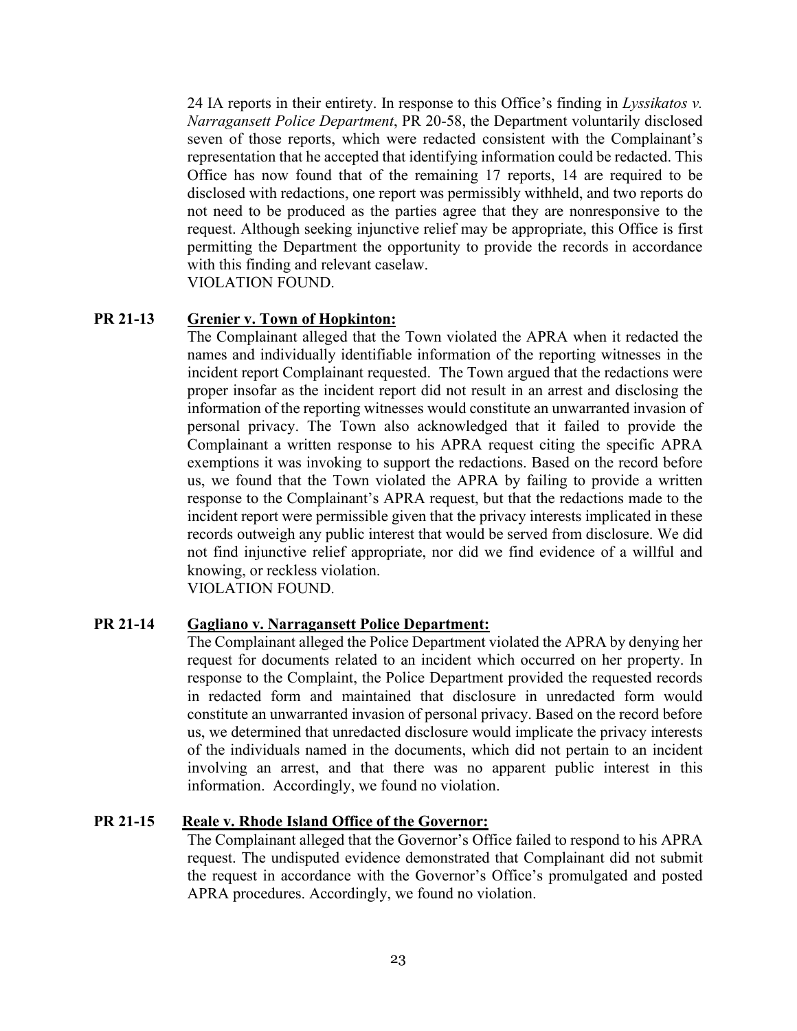24 IA reports in their entirety. In response to this Office's finding in *Lyssikatos v. Narragansett Police Department*, PR 20-58, the Department voluntarily disclosed seven of those reports, which were redacted consistent with the Complainant's representation that he accepted that identifying information could be redacted. This Office has now found that of the remaining 17 reports, 14 are required to be disclosed with redactions, one report was permissibly withheld, and two reports do not need to be produced as the parties agree that they are nonresponsive to the request. Although seeking injunctive relief may be appropriate, this Office is first permitting the Department the opportunity to provide the records in accordance with this finding and relevant caselaw.
VIOLATION FOUND.

**PR 21-13 Grenier v. Town of Hopkinton:**

The Complainant alleged that the Town violated the APRA when it redacted the names and individually identifiable information of the reporting witnesses in the incident report Complainant requested. The Town argued that the redactions were proper insofar as the incident report did not result in an arrest and disclosing the information of the reporting witnesses would constitute an unwarranted invasion of personal privacy. The Town also acknowledged that it failed to provide the Complainant a written response to his APRA request citing the specific APRA exemptions it was invoking to support the redactions. Based on the record before us, we found that the Town violated the APRA by failing to provide a written response to the Complainant's APRA request, but that the redactions made to the incident report were permissible given that the privacy interests implicated in these records outweigh any public interest that would be served from disclosure. We did not find injunctive relief appropriate, nor did we find evidence of a willful and knowing, or reckless violation.
VIOLATION FOUND.

**PR 21-14 Gagliano v. Narragansett Police Department:**

The Complainant alleged the Police Department violated the APRA by denying her request for documents related to an incident which occurred on her property. In response to the Complaint, the Police Department provided the requested records in redacted form and maintained that disclosure in unredacted form would constitute an unwarranted invasion of personal privacy. Based on the record before us, we determined that unredacted disclosure would implicate the privacy interests of the individuals named in the documents, which did not pertain to an incident involving an arrest, and that there was no apparent public interest in this information. Accordingly, we found no violation.

**PR 21-15 Reale v. Rhode Island Office of the Governor:**

The Complainant alleged that the Governor's Office failed to respond to his APRA request. The undisputed evidence demonstrated that Complainant did not submit the request in accordance with the Governor's Office's promulgated and posted APRA procedures. Accordingly, we found no violation.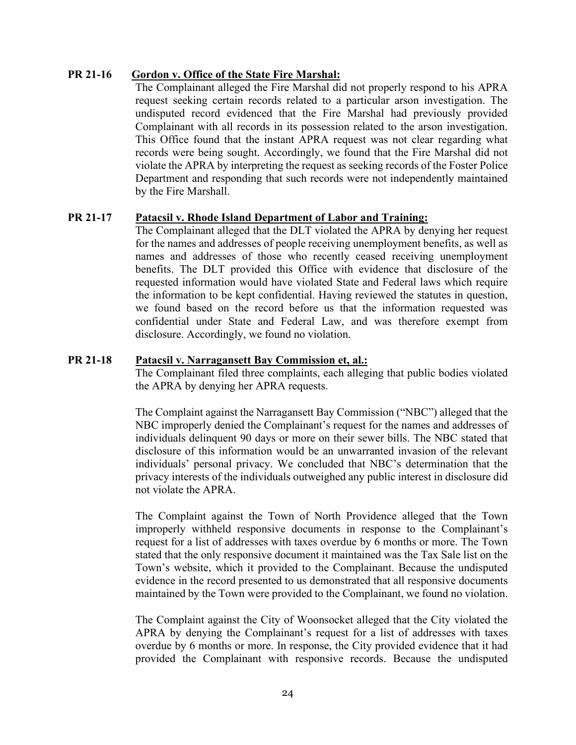**PR 21-16 Gordon v. Office of the State Fire Marshal:**

The Complainant alleged the Fire Marshal did not properly respond to his APRA request seeking certain records related to a particular arson investigation. The undisputed record evidenced that the Fire Marshal had previously provided Complainant with all records in its possession related to the arson investigation. This Office found that the instant APRA request was not clear regarding what records were being sought. Accordingly, we found that the Fire Marshal did not violate the APRA by interpreting the request as seeking records of the Foster Police Department and responding that such records were not independently maintained by the Fire Marshall.

**PR 21-17 Patacsil v. Rhode Island Department of Labor and Training:**

The Complainant alleged that the DLT violated the APRA by denying her request for the names and addresses of people receiving unemployment benefits, as well as names and addresses of those who recently ceased receiving unemployment benefits. The DLT provided this Office with evidence that disclosure of the requested information would have violated State and Federal laws which require the information to be kept confidential. Having reviewed the statutes in question, we found based on the record before us that the information requested was confidential under State and Federal Law, and was therefore exempt from disclosure. Accordingly, we found no violation.

**PR 21-18 Patacsil v. Narragansett Bay Commission et, al.:**

The Complainant filed three complaints, each alleging that public bodies violated the APRA by denying her APRA requests.

The Complaint against the Narragansett Bay Commission ("NBC") alleged that the NBC improperly denied the Complainant's request for the names and addresses of individuals delinquent 90 days or more on their sewer bills. The NBC stated that disclosure of this information would be an unwarranted invasion of the relevant individuals' personal privacy. We concluded that NBC's determination that the privacy interests of the individuals outweighed any public interest in disclosure did not violate the APRA.

The Complaint against the Town of North Providence alleged that the Town improperly withheld responsive documents in response to the Complainant's request for a list of addresses with taxes overdue by 6 months or more. The Town stated that the only responsive document it maintained was the Tax Sale list on the Town's website, which it provided to the Complainant. Because the undisputed evidence in the record presented to us demonstrated that all responsive documents maintained by the Town were provided to the Complainant, we found no violation.

The Complaint against the City of Woonsocket alleged that the City violated the APRA by denying the Complainant's request for a list of addresses with taxes overdue by 6 months or more. In response, the City provided evidence that it had provided the Complainant with responsive records. Because the undisputed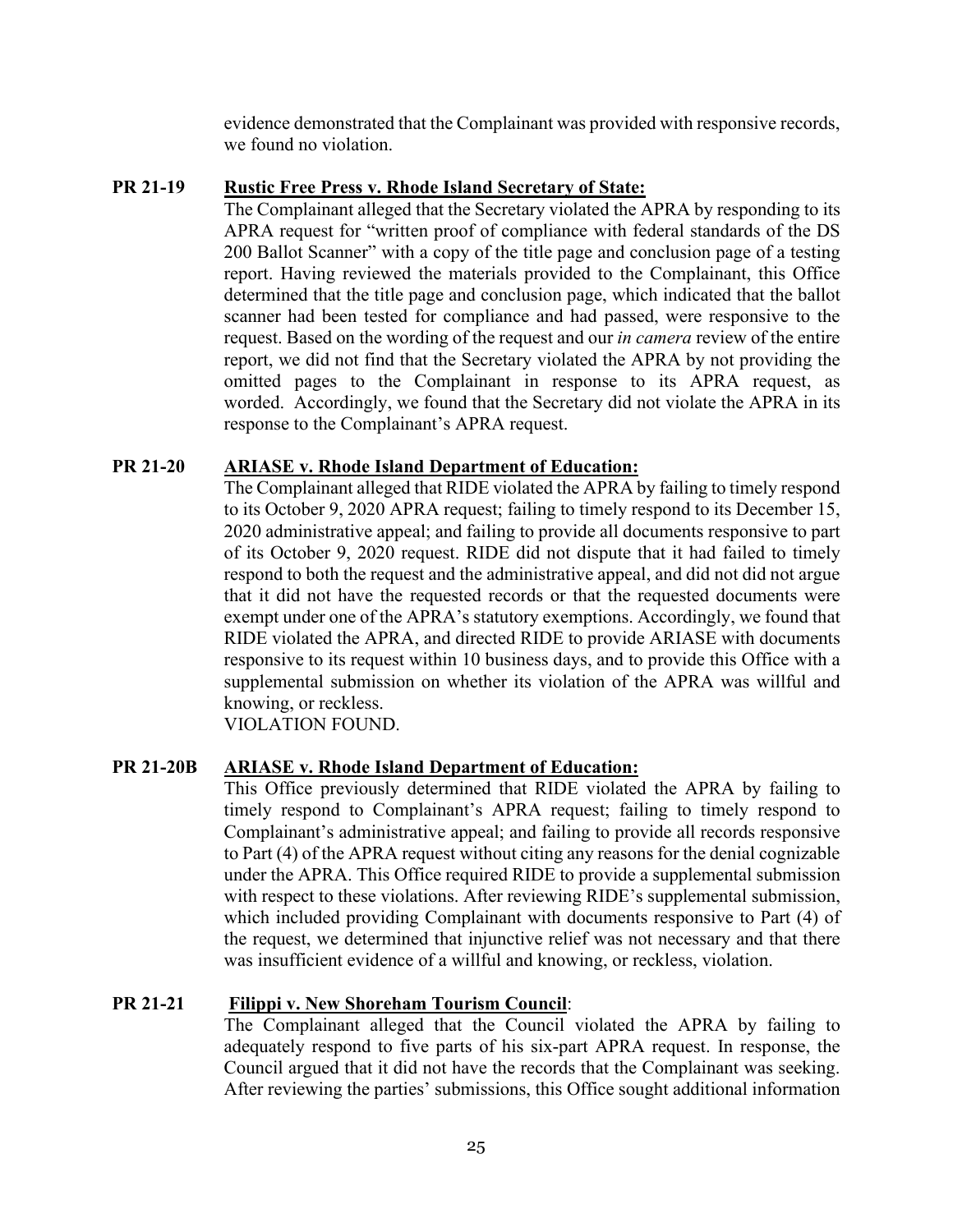evidence demonstrated that the Complainant was provided with responsive records, we found no violation.

**PR 21-19** **<u>Rustic Free Press v. Rhode Island Secretary of State:</u>**

The Complainant alleged that the Secretary violated the APRA by responding to its APRA request for "written proof of compliance with federal standards of the DS 200 Ballot Scanner" with a copy of the title page and conclusion page of a testing report. Having reviewed the materials provided to the Complainant, this Office determined that the title page and conclusion page, which indicated that the ballot scanner had been tested for compliance and had passed, were responsive to the request. Based on the wording of the request and our *in camera* review of the entire report, we did not find that the Secretary violated the APRA by not providing the omitted pages to the Complainant in response to its APRA request, as worded. Accordingly, we found that the Secretary did not violate the APRA in its response to the Complainant's APRA request.

**PR 21-20** **<u>ARIASE v. Rhode Island Department of Education:</u>**

The Complainant alleged that RIDE violated the APRA by failing to timely respond to its October 9, 2020 APRA request; failing to timely respond to its December 15, 2020 administrative appeal; and failing to provide all documents responsive to part of its October 9, 2020 request. RIDE did not dispute that it had failed to timely respond to both the request and the administrative appeal, and did not did not argue that it did not have the requested records or that the requested documents were exempt under one of the APRA's statutory exemptions. Accordingly, we found that RIDE violated the APRA, and directed RIDE to provide ARIASE with documents responsive to its request within 10 business days, and to provide this Office with a supplemental submission on whether its violation of the APRA was willful and knowing, or reckless.
VIOLATION FOUND.

**PR 21-20B** **<u>ARIASE v. Rhode Island Department of Education:</u>**

This Office previously determined that RIDE violated the APRA by failing to timely respond to Complainant's APRA request; failing to timely respond to Complainant's administrative appeal; and failing to provide all records responsive to Part (4) of the APRA request without citing any reasons for the denial cognizable under the APRA. This Office required RIDE to provide a supplemental submission with respect to these violations. After reviewing RIDE's supplemental submission, which included providing Complainant with documents responsive to Part (4) of the request, we determined that injunctive relief was not necessary and that there was insufficient evidence of a willful and knowing, or reckless, violation.

**PR 21-21** **<u>Filippi v. New Shoreham Tourism Council</u>**:

The Complainant alleged that the Council violated the APRA by failing to adequately respond to five parts of his six-part APRA request. In response, the Council argued that it did not have the records that the Complainant was seeking. After reviewing the parties' submissions, this Office sought additional information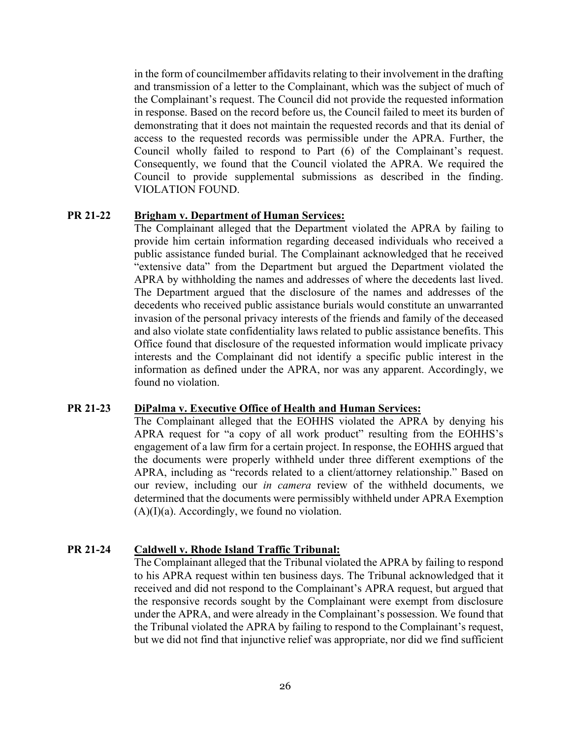in the form of councilmember affidavits relating to their involvement in the drafting and transmission of a letter to the Complainant, which was the subject of much of the Complainant's request. The Council did not provide the requested information in response. Based on the record before us, the Council failed to meet its burden of demonstrating that it does not maintain the requested records and that its denial of access to the requested records was permissible under the APRA. Further, the Council wholly failed to respond to Part (6) of the Complainant's request. Consequently, we found that the Council violated the APRA. We required the Council to provide supplemental submissions as described in the finding. VIOLATION FOUND.

**PR 21-22** **Brigham v. Department of Human Services:**

The Complainant alleged that the Department violated the APRA by failing to provide him certain information regarding deceased individuals who received a public assistance funded burial. The Complainant acknowledged that he received "extensive data" from the Department but argued the Department violated the APRA by withholding the names and addresses of where the decedents last lived. The Department argued that the disclosure of the names and addresses of the decedents who received public assistance burials would constitute an unwarranted invasion of the personal privacy interests of the friends and family of the deceased and also violate state confidentiality laws related to public assistance benefits. This Office found that disclosure of the requested information would implicate privacy interests and the Complainant did not identify a specific public interest in the information as defined under the APRA, nor was any apparent. Accordingly, we found no violation.

**PR 21-23** **DiPalma v. Executive Office of Health and Human Services:**

The Complainant alleged that the EOHHS violated the APRA by denying his APRA request for "a copy of all work product" resulting from the EOHHS's engagement of a law firm for a certain project. In response, the EOHHS argued that the documents were properly withheld under three different exemptions of the APRA, including as "records related to a client/attorney relationship." Based on our review, including our *in camera* review of the withheld documents, we determined that the documents were permissibly withheld under APRA Exemption (A)(I)(a). Accordingly, we found no violation.

**PR 21-24** **Caldwell v. Rhode Island Traffic Tribunal:**

The Complainant alleged that the Tribunal violated the APRA by failing to respond to his APRA request within ten business days. The Tribunal acknowledged that it received and did not respond to the Complainant's APRA request, but argued that the responsive records sought by the Complainant were exempt from disclosure under the APRA, and were already in the Complainant's possession. We found that the Tribunal violated the APRA by failing to respond to the Complainant's request, but we did not find that injunctive relief was appropriate, nor did we find sufficient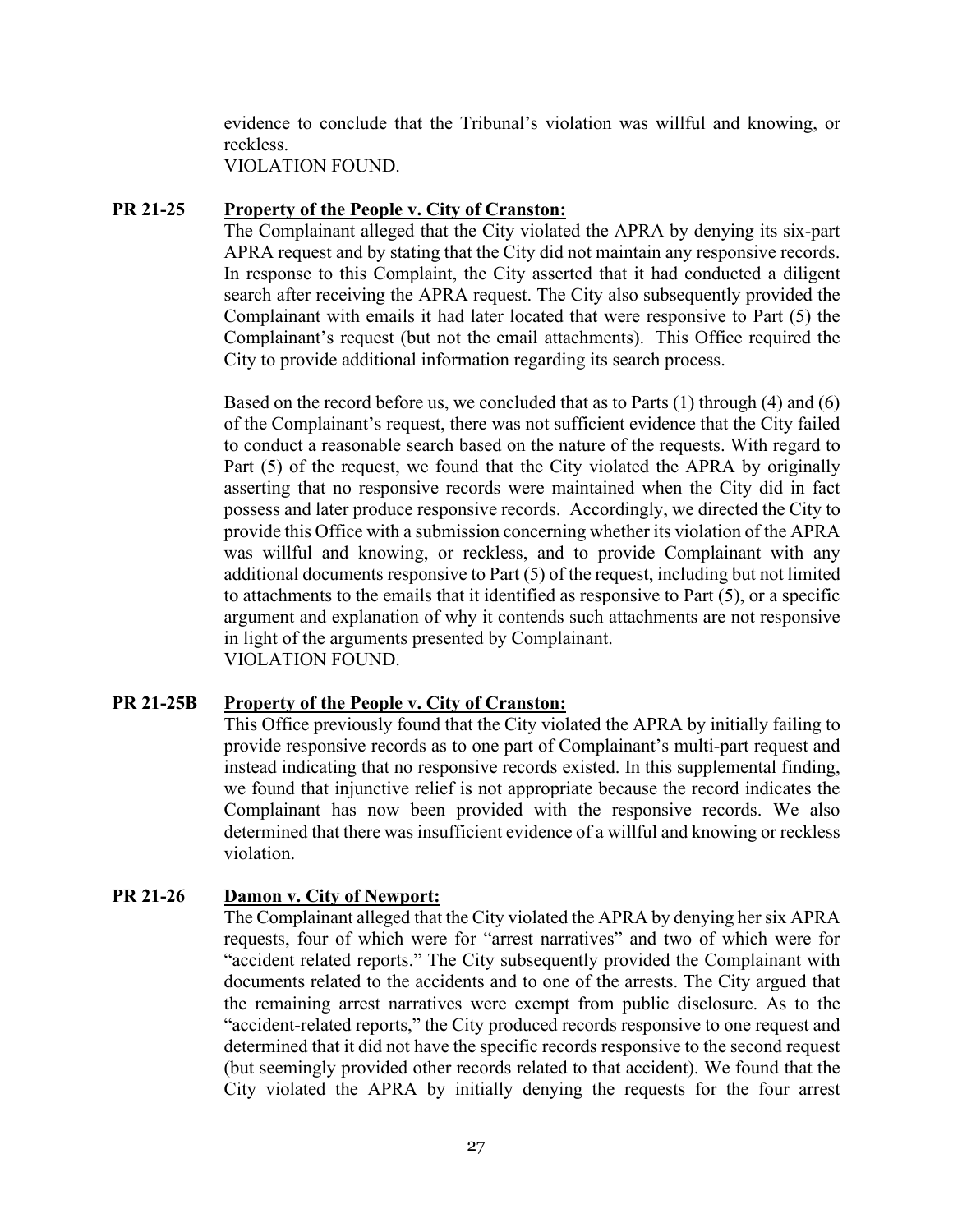evidence to conclude that the Tribunal's violation was willful and knowing, or reckless.
VIOLATION FOUND.

**PR 21-25** **Property of the People v. City of Cranston:**

The Complainant alleged that the City violated the APRA by denying its six-part APRA request and by stating that the City did not maintain any responsive records. In response to this Complaint, the City asserted that it had conducted a diligent search after receiving the APRA request. The City also subsequently provided the Complainant with emails it had later located that were responsive to Part (5) the Complainant's request (but not the email attachments). This Office required the City to provide additional information regarding its search process.

Based on the record before us, we concluded that as to Parts (1) through (4) and (6) of the Complainant's request, there was not sufficient evidence that the City failed to conduct a reasonable search based on the nature of the requests. With regard to Part (5) of the request, we found that the City violated the APRA by originally asserting that no responsive records were maintained when the City did in fact possess and later produce responsive records. Accordingly, we directed the City to provide this Office with a submission concerning whether its violation of the APRA was willful and knowing, or reckless, and to provide Complainant with any additional documents responsive to Part (5) of the request, including but not limited to attachments to the emails that it identified as responsive to Part (5), or a specific argument and explanation of why it contends such attachments are not responsive in light of the arguments presented by Complainant.
VIOLATION FOUND.

**PR 21-25B** **Property of the People v. City of Cranston:**

This Office previously found that the City violated the APRA by initially failing to provide responsive records as to one part of Complainant's multi-part request and instead indicating that no responsive records existed. In this supplemental finding, we found that injunctive relief is not appropriate because the record indicates the Complainant has now been provided with the responsive records. We also determined that there was insufficient evidence of a willful and knowing or reckless violation.

**PR 21-26** **Damon v. City of Newport:**

The Complainant alleged that the City violated the APRA by denying her six APRA requests, four of which were for "arrest narratives" and two of which were for "accident related reports." The City subsequently provided the Complainant with documents related to the accidents and to one of the arrests. The City argued that the remaining arrest narratives were exempt from public disclosure. As to the "accident-related reports," the City produced records responsive to one request and determined that it did not have the specific records responsive to the second request (but seemingly provided other records related to that accident). We found that the City violated the APRA by initially denying the requests for the four arrest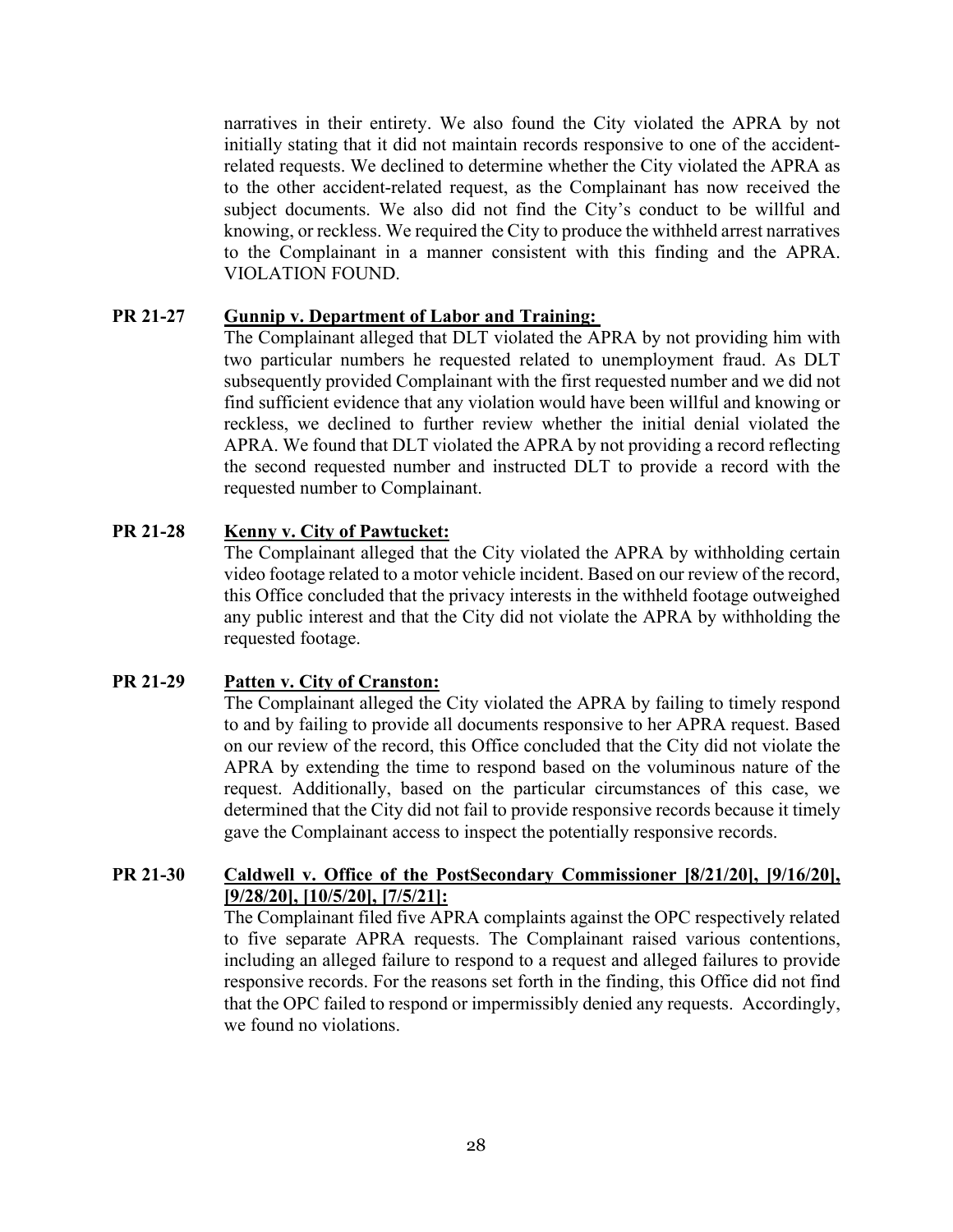narratives in their entirety. We also found the City violated the APRA by not initially stating that it did not maintain records responsive to one of the accident-related requests. We declined to determine whether the City violated the APRA as to the other accident-related request, as the Complainant has now received the subject documents. We also did not find the City's conduct to be willful and knowing, or reckless. We required the City to produce the withheld arrest narratives to the Complainant in a manner consistent with this finding and the APRA. VIOLATION FOUND.

**PR 21-27** **Gunnip v. Department of Labor and Training:**

The Complainant alleged that DLT violated the APRA by not providing him with two particular numbers he requested related to unemployment fraud. As DLT subsequently provided Complainant with the first requested number and we did not find sufficient evidence that any violation would have been willful and knowing or reckless, we declined to further review whether the initial denial violated the APRA. We found that DLT violated the APRA by not providing a record reflecting the second requested number and instructed DLT to provide a record with the requested number to Complainant.

**PR 21-28** **Kenny v. City of Pawtucket:**

The Complainant alleged that the City violated the APRA by withholding certain video footage related to a motor vehicle incident. Based on our review of the record, this Office concluded that the privacy interests in the withheld footage outweighed any public interest and that the City did not violate the APRA by withholding the requested footage.

**PR 21-29** **Patten v. City of Cranston:**

The Complainant alleged the City violated the APRA by failing to timely respond to and by failing to provide all documents responsive to her APRA request. Based on our review of the record, this Office concluded that the City did not violate the APRA by extending the time to respond based on the voluminous nature of the request. Additionally, based on the particular circumstances of this case, we determined that the City did not fail to provide responsive records because it timely gave the Complainant access to inspect the potentially responsive records.

**PR 21-30** **Caldwell v. Office of the PostSecondary Commissioner [8/21/20], [9/16/20], [9/28/20], [10/5/20], [7/5/21]:**

The Complainant filed five APRA complaints against the OPC respectively related to five separate APRA requests. The Complainant raised various contentions, including an alleged failure to respond to a request and alleged failures to provide responsive records. For the reasons set forth in the finding, this Office did not find that the OPC failed to respond or impermissibly denied any requests. Accordingly, we found no violations.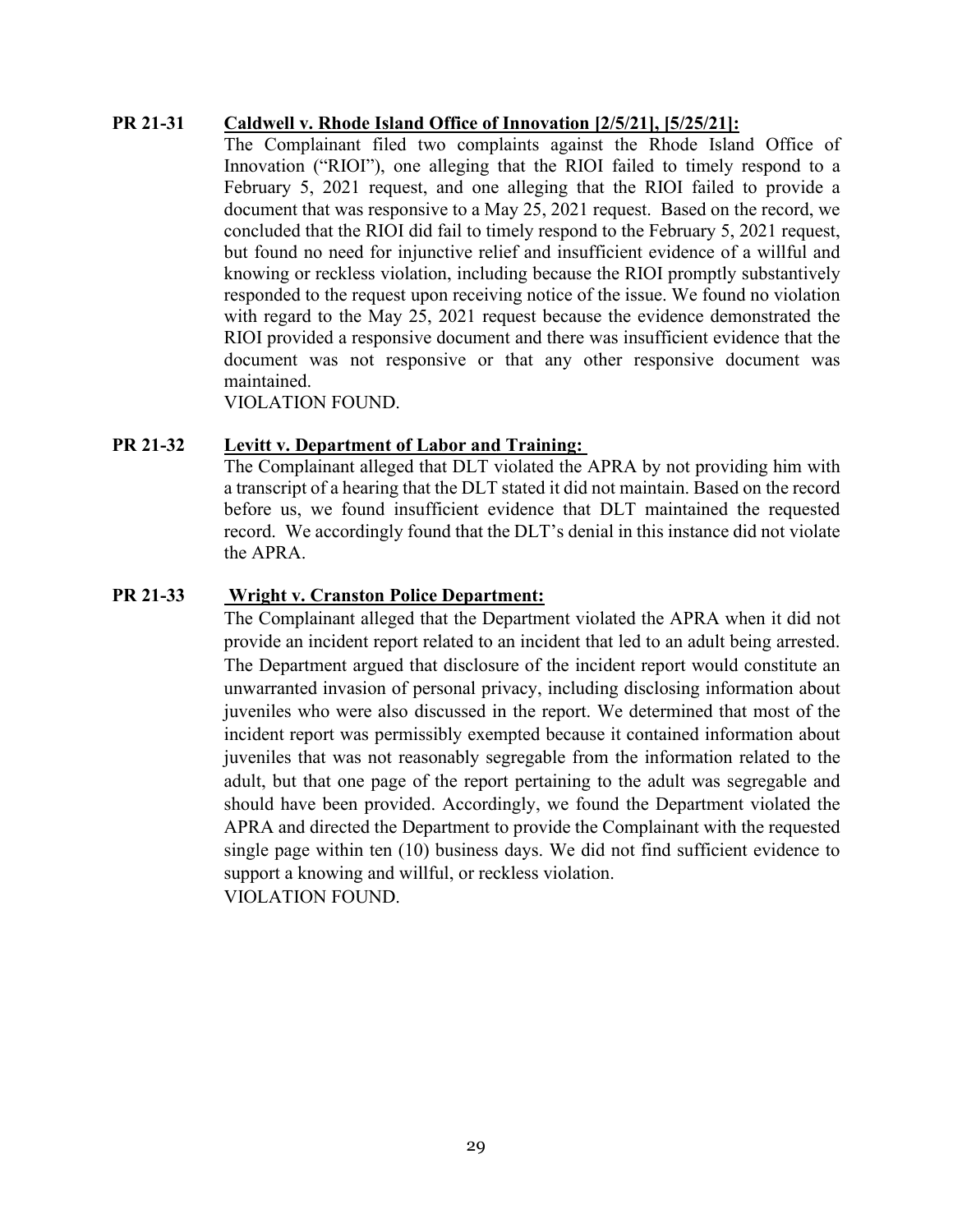**PR 21-31** **Caldwell v. Rhode Island Office of Innovation [2/5/21], [5/25/21]:**

The Complainant filed two complaints against the Rhode Island Office of Innovation ("RIOI"), one alleging that the RIOI failed to timely respond to a February 5, 2021 request, and one alleging that the RIOI failed to provide a document that was responsive to a May 25, 2021 request. Based on the record, we concluded that the RIOI did fail to timely respond to the February 5, 2021 request, but found no need for injunctive relief and insufficient evidence of a willful and knowing or reckless violation, including because the RIOI promptly substantively responded to the request upon receiving notice of the issue. We found no violation with regard to the May 25, 2021 request because the evidence demonstrated the RIOI provided a responsive document and there was insufficient evidence that the document was not responsive or that any other responsive document was maintained.

VIOLATION FOUND.

**PR 21-32** **Levitt v. Department of Labor and Training:**

The Complainant alleged that DLT violated the APRA by not providing him with a transcript of a hearing that the DLT stated it did not maintain. Based on the record before us, we found insufficient evidence that DLT maintained the requested record. We accordingly found that the DLT's denial in this instance did not violate the APRA.

**PR 21-33** **Wright v. Cranston Police Department:**

The Complainant alleged that the Department violated the APRA when it did not provide an incident report related to an incident that led to an adult being arrested. The Department argued that disclosure of the incident report would constitute an unwarranted invasion of personal privacy, including disclosing information about juveniles who were also discussed in the report. We determined that most of the incident report was permissibly exempted because it contained information about juveniles that was not reasonably segregable from the information related to the adult, but that one page of the report pertaining to the adult was segregable and should have been provided. Accordingly, we found the Department violated the APRA and directed the Department to provide the Complainant with the requested single page within ten (10) business days. We did not find sufficient evidence to support a knowing and willful, or reckless violation.

VIOLATION FOUND.